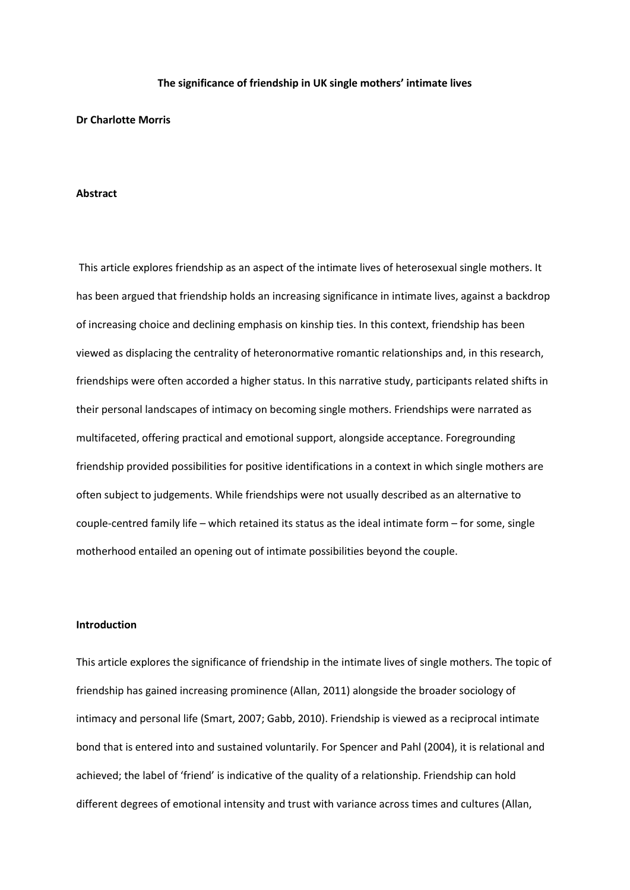# The significance of friendship in UK single mothers' intimate lives

**Dr Charlotte Morris**

## Abstract

This article explores friendship as an aspect of the intimate lives of heterosexual single mothers. It has been argued that friendship holds an increasing significance in intimate lives, against a backdrop of increasing choice and declining emphasis on kinship ties. In this context, friendship has been viewed as displacing the centrality of heteronormative romantic relationships and, in this research, friendships were often accorded a higher status. In this narrative study, participants related shifts in their personal landscapes of intimacy on becoming single mothers. Friendships were narrated as multifaceted, offering practical and emotional support, alongside acceptance. Foregrounding friendship provided possibilities for positive identifications in a context in which single mothers are often subject to judgements. While friendships were not usually described as an alternative to couple-centred family life – which retained its status as the ideal intimate form – for some, single motherhood entailed an opening out of intimate possibilities beyond the couple.

## Introduction

This article explores the significance of friendship in the intimate lives of single mothers. The topic of friendship has gained increasing prominence (Allan, 2011) alongside the broader sociology of intimacy and personal life (Smart, 2007; Gabb, 2010). Friendship is viewed as a reciprocal intimate bond that is entered into and sustained voluntarily. For Spencer and Pahl (2004), it is relational and achieved; the label of 'friend' is indicative of the quality of a relationship. Friendship can hold different degrees of emotional intensity and trust with variance across times and cultures (Allan,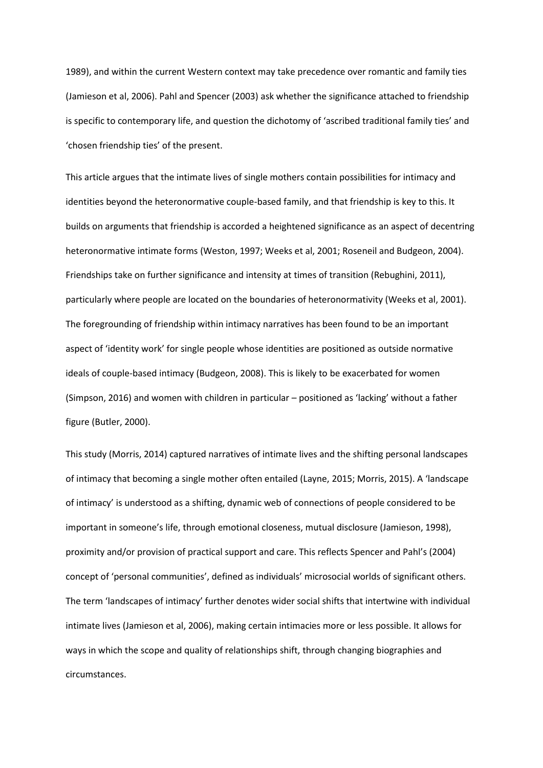1989), and within the current Western context may take precedence over romantic and family ties (Jamieson et al, 2006). Pahl and Spencer (2003) ask whether the significance attached to friendship is specific to contemporary life, and question the dichotomy of 'ascribed traditional family ties' and 'chosen friendship ties' of the present.

This article argues that the intimate lives of single mothers contain possibilities for intimacy and identities beyond the heteronormative couple-based family, and that friendship is key to this. It builds on arguments that friendship is accorded a heightened significance as an aspect of decentring heteronormative intimate forms (Weston, 1997; Weeks et al, 2001; Roseneil and Budgeon, 2004). Friendships take on further significance and intensity at times of transition (Rebughini, 2011), particularly where people are located on the boundaries of heteronormativity (Weeks et al, 2001). The foregrounding of friendship within intimacy narratives has been found to be an important aspect of 'identity work' for single people whose identities are positioned as outside normative ideals of couple-based intimacy (Budgeon, 2008). This is likely to be exacerbated for women (Simpson, 2016) and women with children in particular – positioned as 'lacking' without a father figure (Butler, 2000).

This study (Morris, 2014) captured narratives of intimate lives and the shifting personal landscapes of intimacy that becoming a single mother often entailed (Layne, 2015; Morris, 2015). A 'landscape of intimacy' is understood as a shifting, dynamic web of connections of people considered to be important in someone's life, through emotional closeness, mutual disclosure (Jamieson, 1998), proximity and/or provision of practical support and care. This reflects Spencer and Pahl's (2004) concept of 'personal communities', defined as individuals' microsocial worlds of significant others. The term 'landscapes of intimacy' further denotes wider social shifts that intertwine with individual intimate lives (Jamieson et al, 2006), making certain intimacies more or less possible. It allows for ways in which the scope and quality of relationships shift, through changing biographies and circumstances.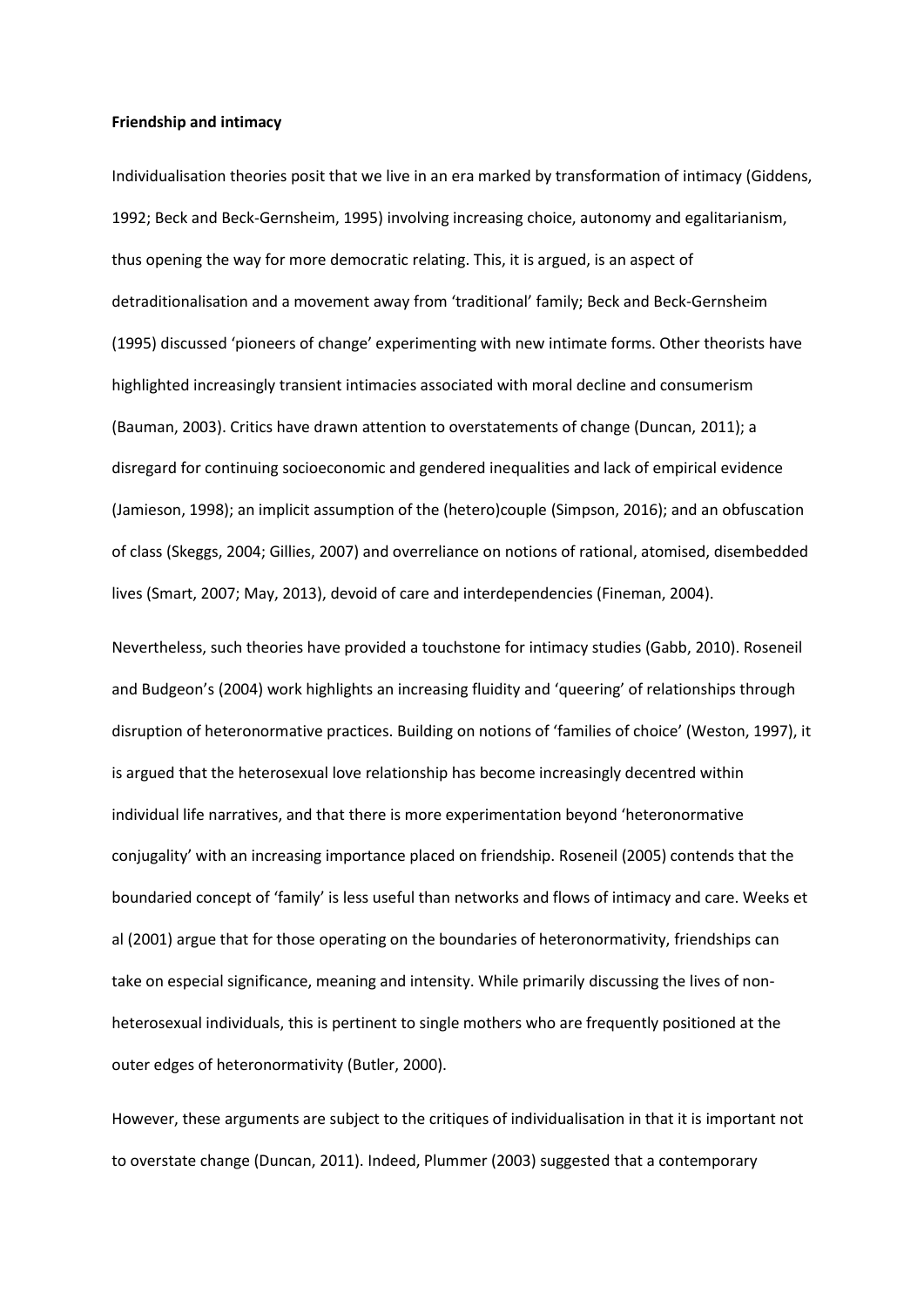**Friendship and intimacy**

Individualisation theories posit that we live in an era marked by transformation of intimacy (Giddens, 1992; Beck and Beck-Gernsheim, 1995) involving increasing choice, autonomy and egalitarianism, thus opening the way for more democratic relating. This, it is argued, is an aspect of detraditionalisation and a movement away from 'traditional' family; Beck and Beck-Gernsheim (1995) discussed 'pioneers of change' experimenting with new intimate forms. Other theorists have highlighted increasingly transient intimacies associated with moral decline and consumerism (Bauman, 2003). Critics have drawn attention to overstatements of change (Duncan, 2011); a disregard for continuing socioeconomic and gendered inequalities and lack of empirical evidence (Jamieson, 1998); an implicit assumption of the (hetero)couple (Simpson, 2016); and an obfuscation of class (Skeggs, 2004; Gillies, 2007) and overreliance on notions of rational, atomised, disembedded lives (Smart, 2007; May, 2013), devoid of care and interdependencies (Fineman, 2004).

Nevertheless, such theories have provided a touchstone for intimacy studies (Gabb, 2010). Roseneil and Budgeon's (2004) work highlights an increasing fluidity and 'queering' of relationships through disruption of heteronormative practices. Building on notions of 'families of choice' (Weston, 1997), it is argued that the heterosexual love relationship has become increasingly decentred within individual life narratives, and that there is more experimentation beyond 'heteronormative conjugality' with an increasing importance placed on friendship. Roseneil (2005) contends that the boundaried concept of 'family' is less useful than networks and flows of intimacy and care. Weeks et al (2001) argue that for those operating on the boundaries of heteronormativity, friendships can take on especial significance, meaning and intensity. While primarily discussing the lives of non-heterosexual individuals, this is pertinent to single mothers who are frequently positioned at the outer edges of heteronormativity (Butler, 2000).

However, these arguments are subject to the critiques of individualisation in that it is important not to overstate change (Duncan, 2011). Indeed, Plummer (2003) suggested that a contemporary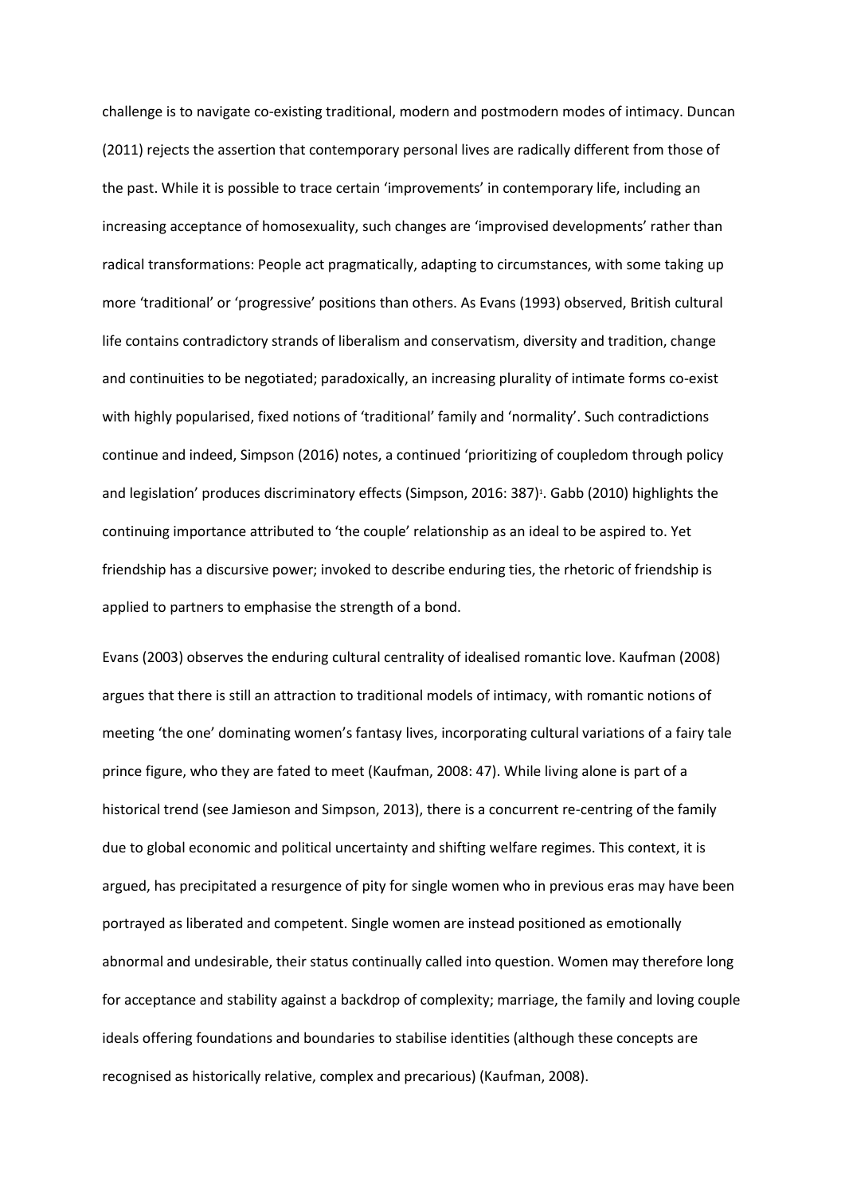challenge is to navigate co-existing traditional, modern and postmodern modes of intimacy. Duncan (2011) rejects the assertion that contemporary personal lives are radically different from those of the past. While it is possible to trace certain 'improvements' in contemporary life, including an increasing acceptance of homosexuality, such changes are 'improvised developments' rather than radical transformations: People act pragmatically, adapting to circumstances, with some taking up more 'traditional' or 'progressive' positions than others. As Evans (1993) observed, British cultural life contains contradictory strands of liberalism and conservatism, diversity and tradition, change and continuities to be negotiated; paradoxically, an increasing plurality of intimate forms co-exist with highly popularised, fixed notions of 'traditional' family and 'normality'. Such contradictions continue and indeed, Simpson (2016) notes, a continued 'prioritizing of coupledom through policy and legislation' produces discriminatory effects (Simpson, 2016: 387)[1]. Gabb (2010) highlights the continuing importance attributed to 'the couple' relationship as an ideal to be aspired to. Yet friendship has a discursive power; invoked to describe enduring ties, the rhetoric of friendship is applied to partners to emphasise the strength of a bond.

Evans (2003) observes the enduring cultural centrality of idealised romantic love. Kaufman (2008) argues that there is still an attraction to traditional models of intimacy, with romantic notions of meeting 'the one' dominating women's fantasy lives, incorporating cultural variations of a fairy tale prince figure, who they are fated to meet (Kaufman, 2008: 47). While living alone is part of a historical trend (see Jamieson and Simpson, 2013), there is a concurrent re-centring of the family due to global economic and political uncertainty and shifting welfare regimes. This context, it is argued, has precipitated a resurgence of pity for single women who in previous eras may have been portrayed as liberated and competent. Single women are instead positioned as emotionally abnormal and undesirable, their status continually called into question. Women may therefore long for acceptance and stability against a backdrop of complexity; marriage, the family and loving couple ideals offering foundations and boundaries to stabilise identities (although these concepts are recognised as historically relative, complex and precarious) (Kaufman, 2008).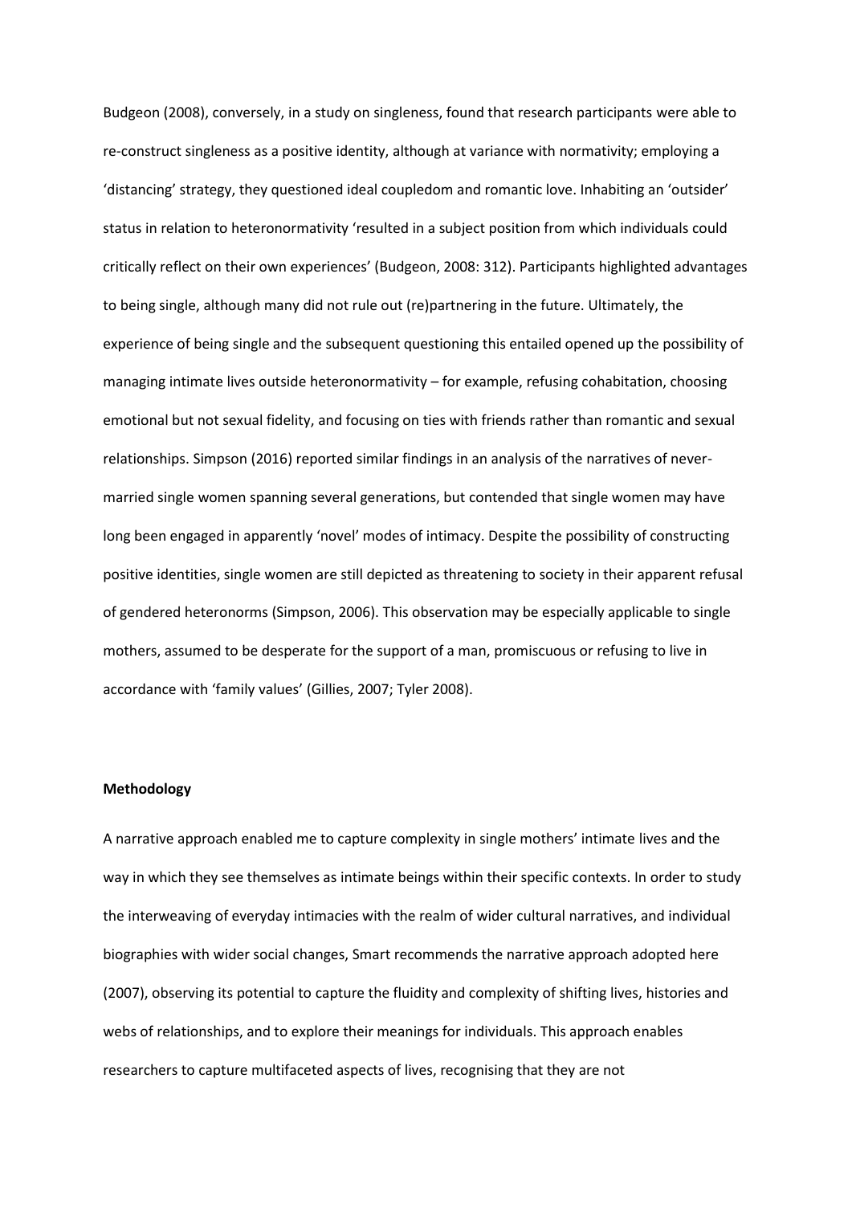Budgeon (2008), conversely, in a study on singleness, found that research participants were able to re-construct singleness as a positive identity, although at variance with normativity; employing a 'distancing' strategy, they questioned ideal coupledom and romantic love. Inhabiting an 'outsider' status in relation to heteronormativity 'resulted in a subject position from which individuals could critically reflect on their own experiences' (Budgeon, 2008: 312). Participants highlighted advantages to being single, although many did not rule out (re)partnering in the future. Ultimately, the experience of being single and the subsequent questioning this entailed opened up the possibility of managing intimate lives outside heteronormativity – for example, refusing cohabitation, choosing emotional but not sexual fidelity, and focusing on ties with friends rather than romantic and sexual relationships. Simpson (2016) reported similar findings in an analysis of the narratives of never-married single women spanning several generations, but contended that single women may have long been engaged in apparently 'novel' modes of intimacy. Despite the possibility of constructing positive identities, single women are still depicted as threatening to society in their apparent refusal of gendered heteronorms (Simpson, 2006). This observation may be especially applicable to single mothers, assumed to be desperate for the support of a man, promiscuous or refusing to live in accordance with 'family values' (Gillies, 2007; Tyler 2008).

**Methodology**

A narrative approach enabled me to capture complexity in single mothers' intimate lives and the way in which they see themselves as intimate beings within their specific contexts. In order to study the interweaving of everyday intimacies with the realm of wider cultural narratives, and individual biographies with wider social changes, Smart recommends the narrative approach adopted here (2007), observing its potential to capture the fluidity and complexity of shifting lives, histories and webs of relationships, and to explore their meanings for individuals. This approach enables researchers to capture multifaceted aspects of lives, recognising that they are not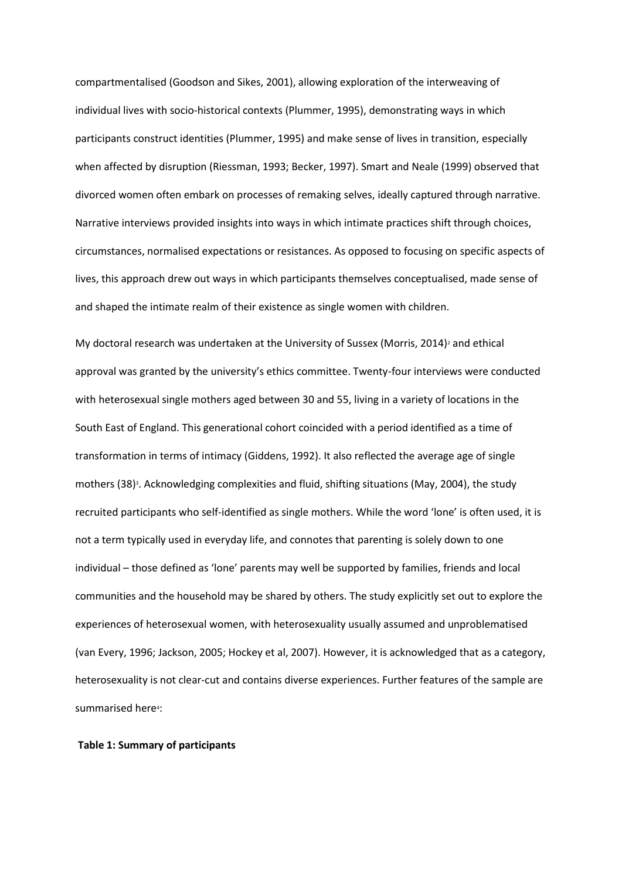compartmentalised (Goodson and Sikes, 2001), allowing exploration of the interweaving of individual lives with socio-historical contexts (Plummer, 1995), demonstrating ways in which participants construct identities (Plummer, 1995) and make sense of lives in transition, especially when affected by disruption (Riessman, 1993; Becker, 1997). Smart and Neale (1999) observed that divorced women often embark on processes of remaking selves, ideally captured through narrative. Narrative interviews provided insights into ways in which intimate practices shift through choices, circumstances, normalised expectations or resistances. As opposed to focusing on specific aspects of lives, this approach drew out ways in which participants themselves conceptualised, made sense of and shaped the intimate realm of their existence as single women with children.

My doctoral research was undertaken at the University of Sussex (Morris, 2014)[2] and ethical approval was granted by the university's ethics committee. Twenty-four interviews were conducted with heterosexual single mothers aged between 30 and 55, living in a variety of locations in the South East of England. This generational cohort coincided with a period identified as a time of transformation in terms of intimacy (Giddens, 1992). It also reflected the average age of single mothers (38)[3]. Acknowledging complexities and fluid, shifting situations (May, 2004), the study recruited participants who self-identified as single mothers. While the word 'lone' is often used, it is not a term typically used in everyday life, and connotes that parenting is solely down to one individual – those defined as 'lone' parents may well be supported by families, friends and local communities and the household may be shared by others. The study explicitly set out to explore the experiences of heterosexual women, with heterosexuality usually assumed and unproblematised (van Every, 1996; Jackson, 2005; Hockey et al, 2007). However, it is acknowledged that as a category, heterosexuality is not clear-cut and contains diverse experiences. Further features of the sample are summarised here[4]:

**Table 1: Summary of participants**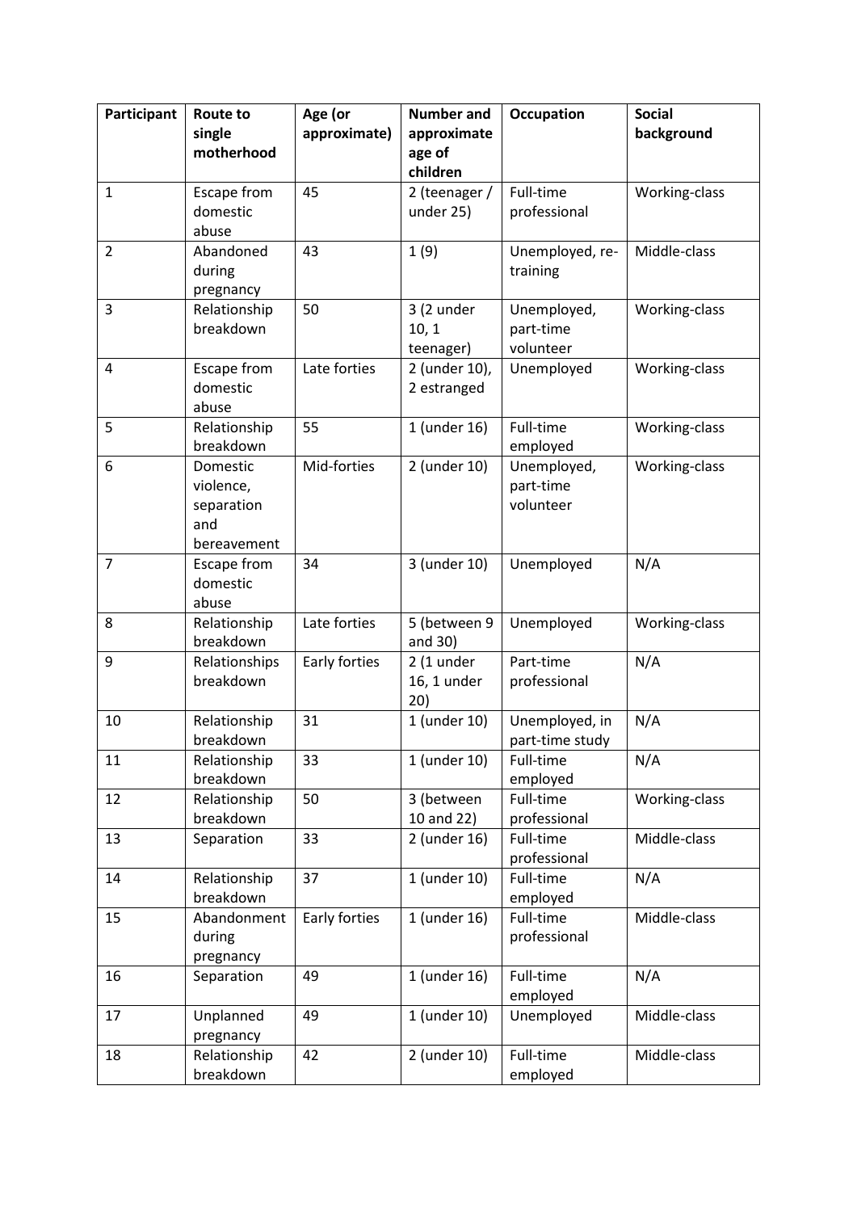| Participant | Route to single motherhood | Age (or approximate) | Number and approximate age of children | Occupation | Social background |
|---|---|---|---|---|---|
| 1 | Escape from domestic abuse | 45 | 2 (teenager / under 25) | Full-time professional | Working-class |
| 2 | Abandoned during pregnancy | 43 | 1 (9) | Unemployed, re-training | Middle-class |
| 3 | Relationship breakdown | 50 | 3 (2 under 10, 1 teenager) | Unemployed, part-time volunteer | Working-class |
| 4 | Escape from domestic abuse | Late forties | 2 (under 10), 2 estranged | Unemployed | Working-class |
| 5 | Relationship breakdown | 55 | 1 (under 16) | Full-time employed | Working-class |
| 6 | Domestic violence, separation and bereavement | Mid-forties | 2 (under 10) | Unemployed, part-time volunteer | Working-class |
| 7 | Escape from domestic abuse | 34 | 3 (under 10) | Unemployed | N/A |
| 8 | Relationship breakdown | Late forties | 5 (between 9 and 30) | Unemployed | Working-class |
| 9 | Relationships breakdown | Early forties | 2 (1 under 16, 1 under 20) | Part-time professional | N/A |
| 10 | Relationship breakdown | 31 | 1 (under 10) | Unemployed, in part-time study | N/A |
| 11 | Relationship breakdown | 33 | 1 (under 10) | Full-time employed | N/A |
| 12 | Relationship breakdown | 50 | 3 (between 10 and 22) | Full-time professional | Working-class |
| 13 | Separation | 33 | 2 (under 16) | Full-time professional | Middle-class |
| 14 | Relationship breakdown | 37 | 1 (under 10) | Full-time employed | N/A |
| 15 | Abandonment during pregnancy | Early forties | 1 (under 16) | Full-time professional | Middle-class |
| 16 | Separation | 49 | 1 (under 16) | Full-time employed | N/A |
| 17 | Unplanned pregnancy | 49 | 1 (under 10) | Unemployed | Middle-class |
| 18 | Relationship breakdown | 42 | 2 (under 10) | Full-time employed | Middle-class |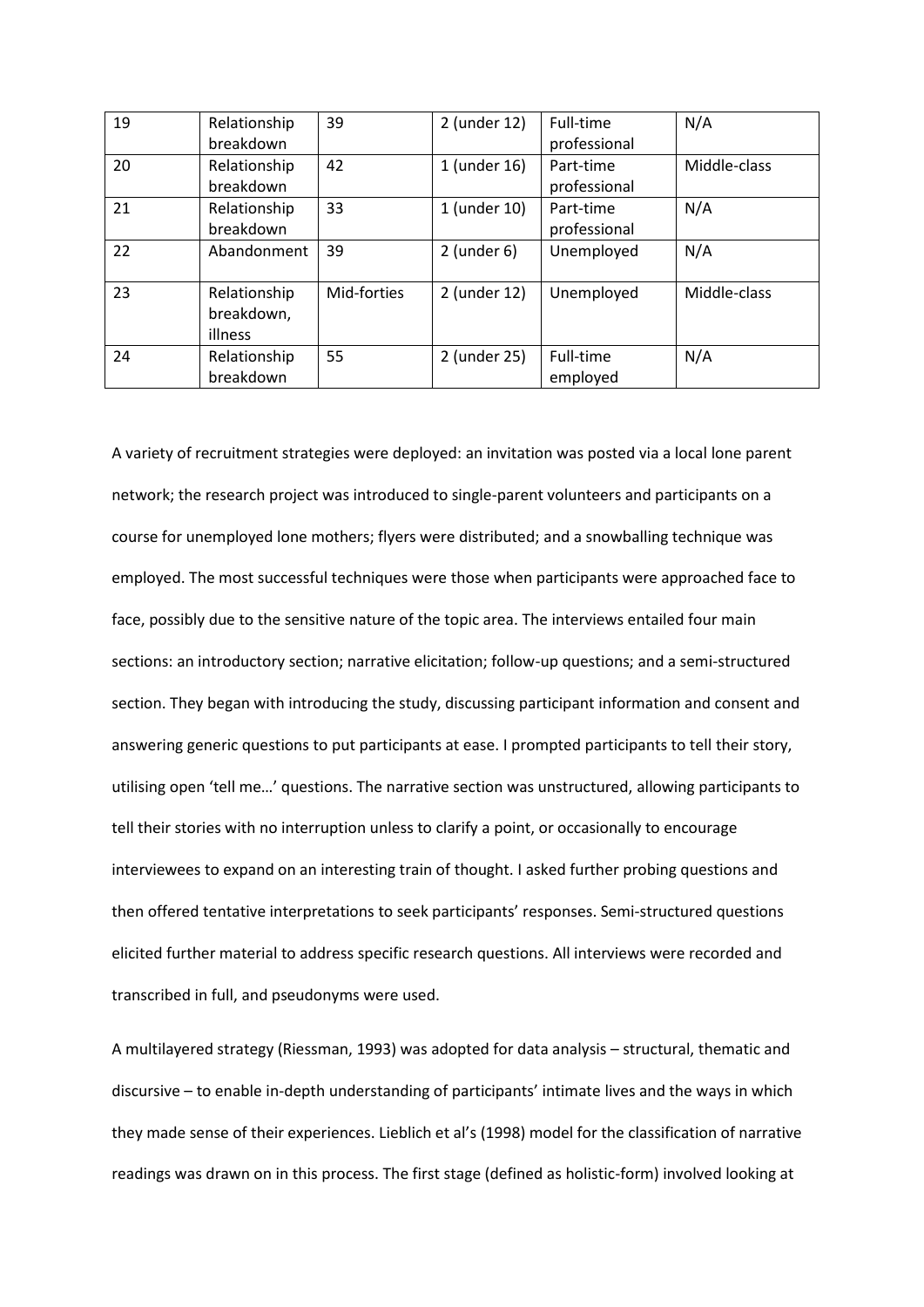| 19 | Relationship breakdown | 39 | 2 (under 12) | Full-time professional | N/A |
|---|---|---|---|---|---|
| 20 | Relationship breakdown | 42 | 1 (under 16) | Part-time professional | Middle-class |
| 21 | Relationship breakdown | 33 | 1 (under 10) | Part-time professional | N/A |
| 22 | Abandonment | 39 | 2 (under 6) | Unemployed | N/A |
| 23 | Relationship breakdown, illness | Mid-forties | 2 (under 12) | Unemployed | Middle-class |
| 24 | Relationship breakdown | 55 | 2 (under 25) | Full-time employed | N/A |

A variety of recruitment strategies were deployed: an invitation was posted via a local lone parent network; the research project was introduced to single-parent volunteers and participants on a course for unemployed lone mothers; flyers were distributed; and a snowballing technique was employed. The most successful techniques were those when participants were approached face to face, possibly due to the sensitive nature of the topic area. The interviews entailed four main sections: an introductory section; narrative elicitation; follow-up questions; and a semi-structured section. They began with introducing the study, discussing participant information and consent and answering generic questions to put participants at ease. I prompted participants to tell their story, utilising open 'tell me…' questions. The narrative section was unstructured, allowing participants to tell their stories with no interruption unless to clarify a point, or occasionally to encourage interviewees to expand on an interesting train of thought. I asked further probing questions and then offered tentative interpretations to seek participants' responses. Semi-structured questions elicited further material to address specific research questions. All interviews were recorded and transcribed in full, and pseudonyms were used.

A multilayered strategy (Riessman, 1993) was adopted for data analysis – structural, thematic and discursive – to enable in-depth understanding of participants' intimate lives and the ways in which they made sense of their experiences. Lieblich et al's (1998) model for the classification of narrative readings was drawn on in this process. The first stage (defined as holistic-form) involved looking at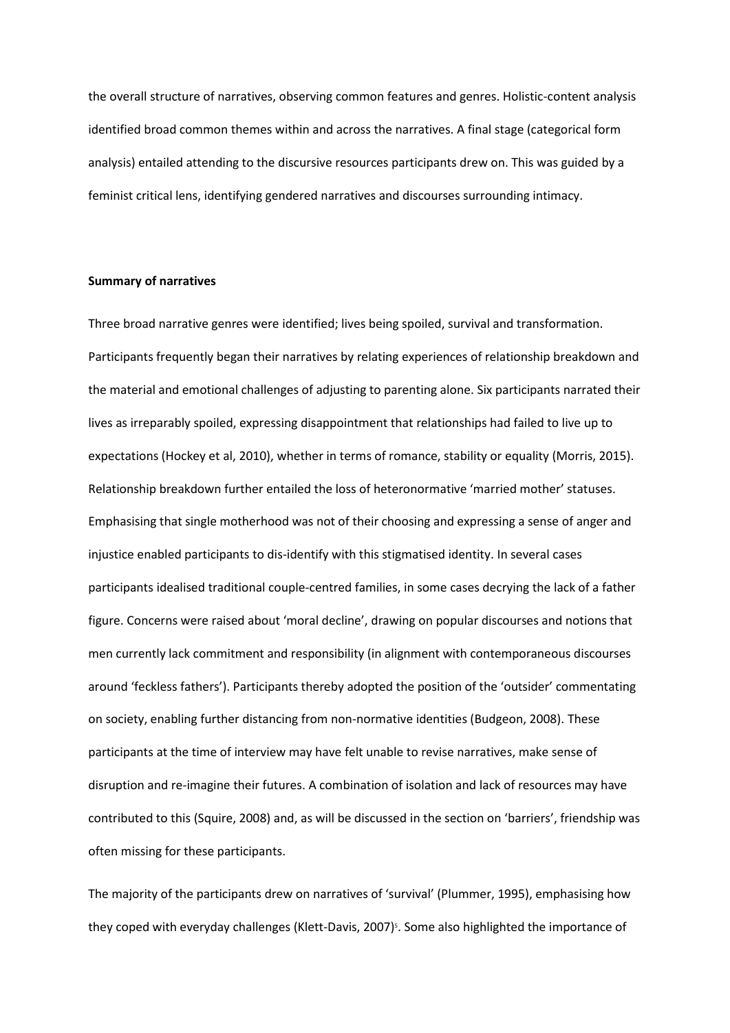the overall structure of narratives, observing common features and genres. Holistic-content analysis identified broad common themes within and across the narratives. A final stage (categorical form analysis) entailed attending to the discursive resources participants drew on. This was guided by a feminist critical lens, identifying gendered narratives and discourses surrounding intimacy.

**Summary of narratives**

Three broad narrative genres were identified; lives being spoiled, survival and transformation. Participants frequently began their narratives by relating experiences of relationship breakdown and the material and emotional challenges of adjusting to parenting alone. Six participants narrated their lives as irreparably spoiled, expressing disappointment that relationships had failed to live up to expectations (Hockey et al, 2010), whether in terms of romance, stability or equality (Morris, 2015). Relationship breakdown further entailed the loss of heteronormative 'married mother' statuses. Emphasising that single motherhood was not of their choosing and expressing a sense of anger and injustice enabled participants to dis-identify with this stigmatised identity. In several cases participants idealised traditional couple-centred families, in some cases decrying the lack of a father figure. Concerns were raised about 'moral decline', drawing on popular discourses and notions that men currently lack commitment and responsibility (in alignment with contemporaneous discourses around 'feckless fathers'). Participants thereby adopted the position of the 'outsider' commentating on society, enabling further distancing from non-normative identities (Budgeon, 2008). These participants at the time of interview may have felt unable to revise narratives, make sense of disruption and re-imagine their futures. A combination of isolation and lack of resources may have contributed to this (Squire, 2008) and, as will be discussed in the section on 'barriers', friendship was often missing for these participants.

The majority of the participants drew on narratives of 'survival' (Plummer, 1995), emphasising how they coped with everyday challenges (Klett-Davis, 2007)[5]. Some also highlighted the importance of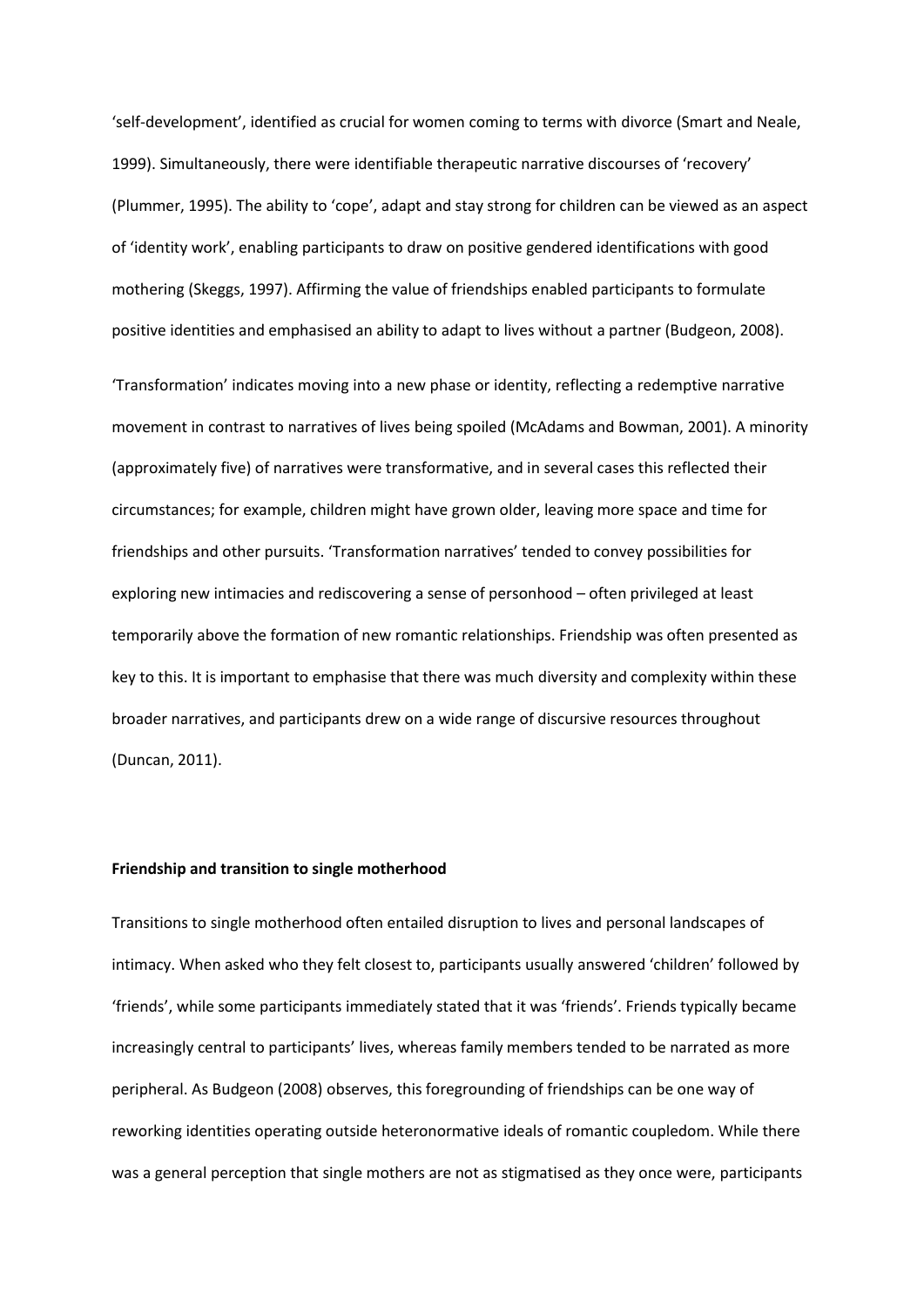'self-development', identified as crucial for women coming to terms with divorce (Smart and Neale, 1999). Simultaneously, there were identifiable therapeutic narrative discourses of 'recovery' (Plummer, 1995). The ability to 'cope', adapt and stay strong for children can be viewed as an aspect of 'identity work', enabling participants to draw on positive gendered identifications with good mothering (Skeggs, 1997). Affirming the value of friendships enabled participants to formulate positive identities and emphasised an ability to adapt to lives without a partner (Budgeon, 2008).

'Transformation' indicates moving into a new phase or identity, reflecting a redemptive narrative movement in contrast to narratives of lives being spoiled (McAdams and Bowman, 2001). A minority (approximately five) of narratives were transformative, and in several cases this reflected their circumstances; for example, children might have grown older, leaving more space and time for friendships and other pursuits. 'Transformation narratives' tended to convey possibilities for exploring new intimacies and rediscovering a sense of personhood – often privileged at least temporarily above the formation of new romantic relationships. Friendship was often presented as key to this. It is important to emphasise that there was much diversity and complexity within these broader narratives, and participants drew on a wide range of discursive resources throughout (Duncan, 2011).

**Friendship and transition to single motherhood**

Transitions to single motherhood often entailed disruption to lives and personal landscapes of intimacy. When asked who they felt closest to, participants usually answered 'children' followed by 'friends', while some participants immediately stated that it was 'friends'. Friends typically became increasingly central to participants' lives, whereas family members tended to be narrated as more peripheral. As Budgeon (2008) observes, this foregrounding of friendships can be one way of reworking identities operating outside heteronormative ideals of romantic coupledom. While there was a general perception that single mothers are not as stigmatised as they once were, participants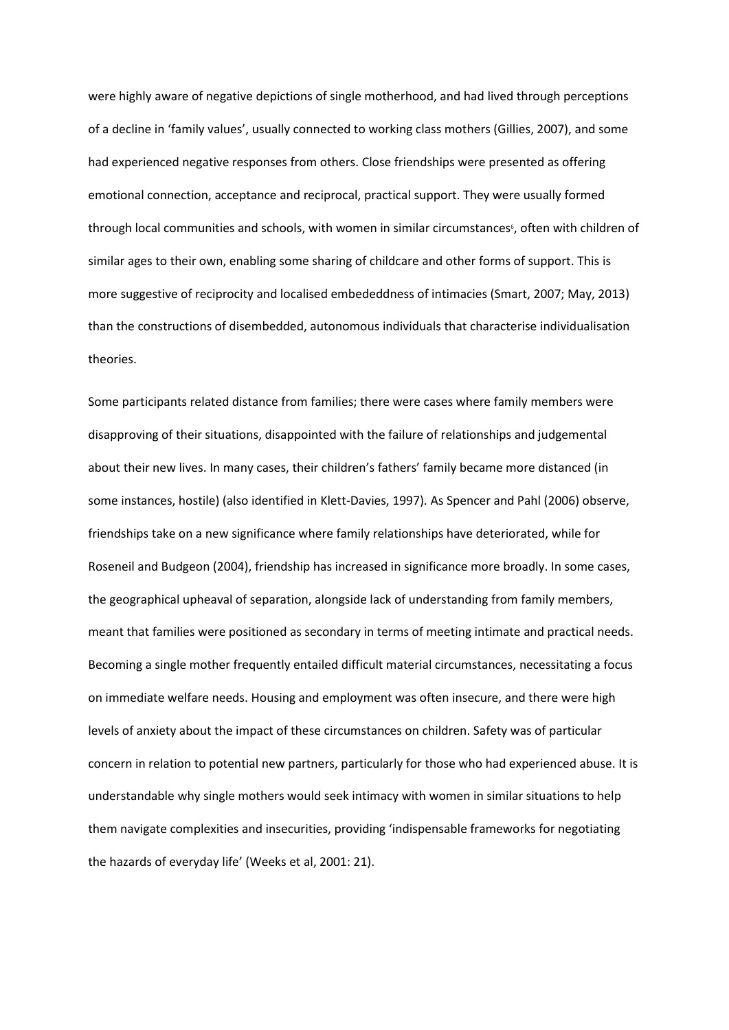were highly aware of negative depictions of single motherhood, and had lived through perceptions of a decline in 'family values', usually connected to working class mothers (Gillies, 2007), and some had experienced negative responses from others. Close friendships were presented as offering emotional connection, acceptance and reciprocal, practical support. They were usually formed through local communities and schools, with women in similar circumstances[6], often with children of similar ages to their own, enabling some sharing of childcare and other forms of support. This is more suggestive of reciprocity and localised embededdness of intimacies (Smart, 2007; May, 2013) than the constructions of disembedded, autonomous individuals that characterise individualisation theories.

Some participants related distance from families; there were cases where family members were disapproving of their situations, disappointed with the failure of relationships and judgemental about their new lives. In many cases, their children's fathers' family became more distanced (in some instances, hostile) (also identified in Klett-Davies, 1997). As Spencer and Pahl (2006) observe, friendships take on a new significance where family relationships have deteriorated, while for Roseneil and Budgeon (2004), friendship has increased in significance more broadly. In some cases, the geographical upheaval of separation, alongside lack of understanding from family members, meant that families were positioned as secondary in terms of meeting intimate and practical needs. Becoming a single mother frequently entailed difficult material circumstances, necessitating a focus on immediate welfare needs. Housing and employment was often insecure, and there were high levels of anxiety about the impact of these circumstances on children. Safety was of particular concern in relation to potential new partners, particularly for those who had experienced abuse. It is understandable why single mothers would seek intimacy with women in similar situations to help them navigate complexities and insecurities, providing 'indispensable frameworks for negotiating the hazards of everyday life' (Weeks et al, 2001: 21).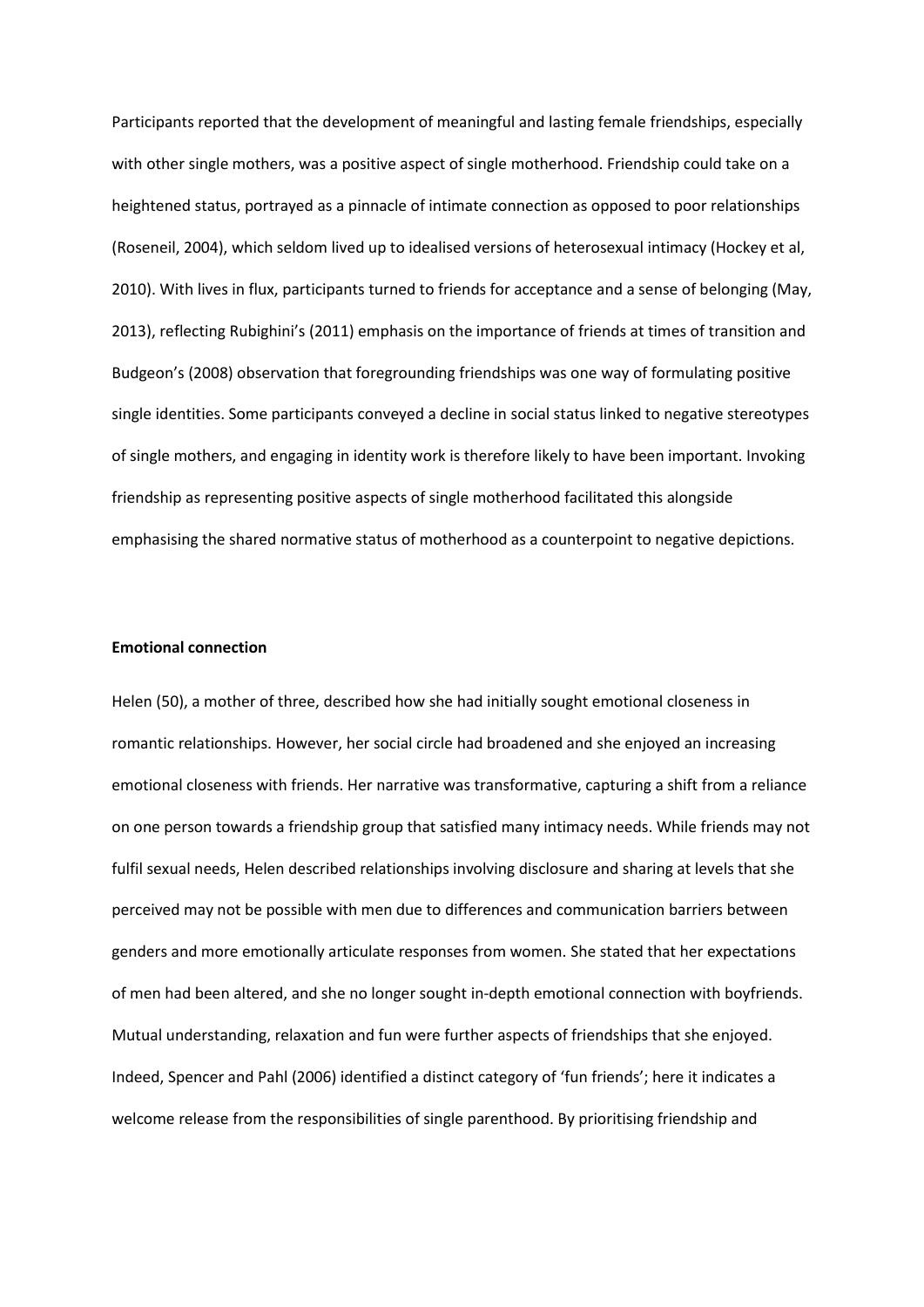Participants reported that the development of meaningful and lasting female friendships, especially with other single mothers, was a positive aspect of single motherhood. Friendship could take on a heightened status, portrayed as a pinnacle of intimate connection as opposed to poor relationships (Roseneil, 2004), which seldom lived up to idealised versions of heterosexual intimacy (Hockey et al, 2010). With lives in flux, participants turned to friends for acceptance and a sense of belonging (May, 2013), reflecting Rubighini's (2011) emphasis on the importance of friends at times of transition and Budgeon's (2008) observation that foregrounding friendships was one way of formulating positive single identities. Some participants conveyed a decline in social status linked to negative stereotypes of single mothers, and engaging in identity work is therefore likely to have been important. Invoking friendship as representing positive aspects of single motherhood facilitated this alongside emphasising the shared normative status of motherhood as a counterpoint to negative depictions.

**Emotional connection**

Helen (50), a mother of three, described how she had initially sought emotional closeness in romantic relationships. However, her social circle had broadened and she enjoyed an increasing emotional closeness with friends. Her narrative was transformative, capturing a shift from a reliance on one person towards a friendship group that satisfied many intimacy needs. While friends may not fulfil sexual needs, Helen described relationships involving disclosure and sharing at levels that she perceived may not be possible with men due to differences and communication barriers between genders and more emotionally articulate responses from women. She stated that her expectations of men had been altered, and she no longer sought in-depth emotional connection with boyfriends. Mutual understanding, relaxation and fun were further aspects of friendships that she enjoyed. Indeed, Spencer and Pahl (2006) identified a distinct category of 'fun friends'; here it indicates a welcome release from the responsibilities of single parenthood. By prioritising friendship and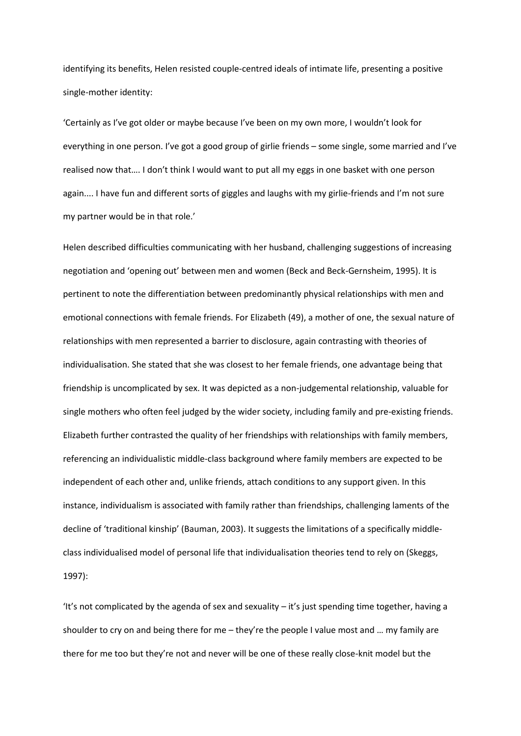identifying its benefits, Helen resisted couple-centred ideals of intimate life, presenting a positive single-mother identity:

'Certainly as I've got older or maybe because I've been on my own more, I wouldn't look for everything in one person. I've got a good group of girlie friends – some single, some married and I've realised now that…. I don't think I would want to put all my eggs in one basket with one person again.... I have fun and different sorts of giggles and laughs with my girlie-friends and I'm not sure my partner would be in that role.'

Helen described difficulties communicating with her husband, challenging suggestions of increasing negotiation and 'opening out' between men and women (Beck and Beck-Gernsheim, 1995). It is pertinent to note the differentiation between predominantly physical relationships with men and emotional connections with female friends. For Elizabeth (49), a mother of one, the sexual nature of relationships with men represented a barrier to disclosure, again contrasting with theories of individualisation. She stated that she was closest to her female friends, one advantage being that friendship is uncomplicated by sex. It was depicted as a non-judgemental relationship, valuable for single mothers who often feel judged by the wider society, including family and pre-existing friends. Elizabeth further contrasted the quality of her friendships with relationships with family members, referencing an individualistic middle-class background where family members are expected to be independent of each other and, unlike friends, attach conditions to any support given. In this instance, individualism is associated with family rather than friendships, challenging laments of the decline of 'traditional kinship' (Bauman, 2003). It suggests the limitations of a specifically middle-class individualised model of personal life that individualisation theories tend to rely on (Skeggs, 1997):

'It's not complicated by the agenda of sex and sexuality – it's just spending time together, having a shoulder to cry on and being there for me – they're the people I value most and … my family are there for me too but they're not and never will be one of these really close-knit model but the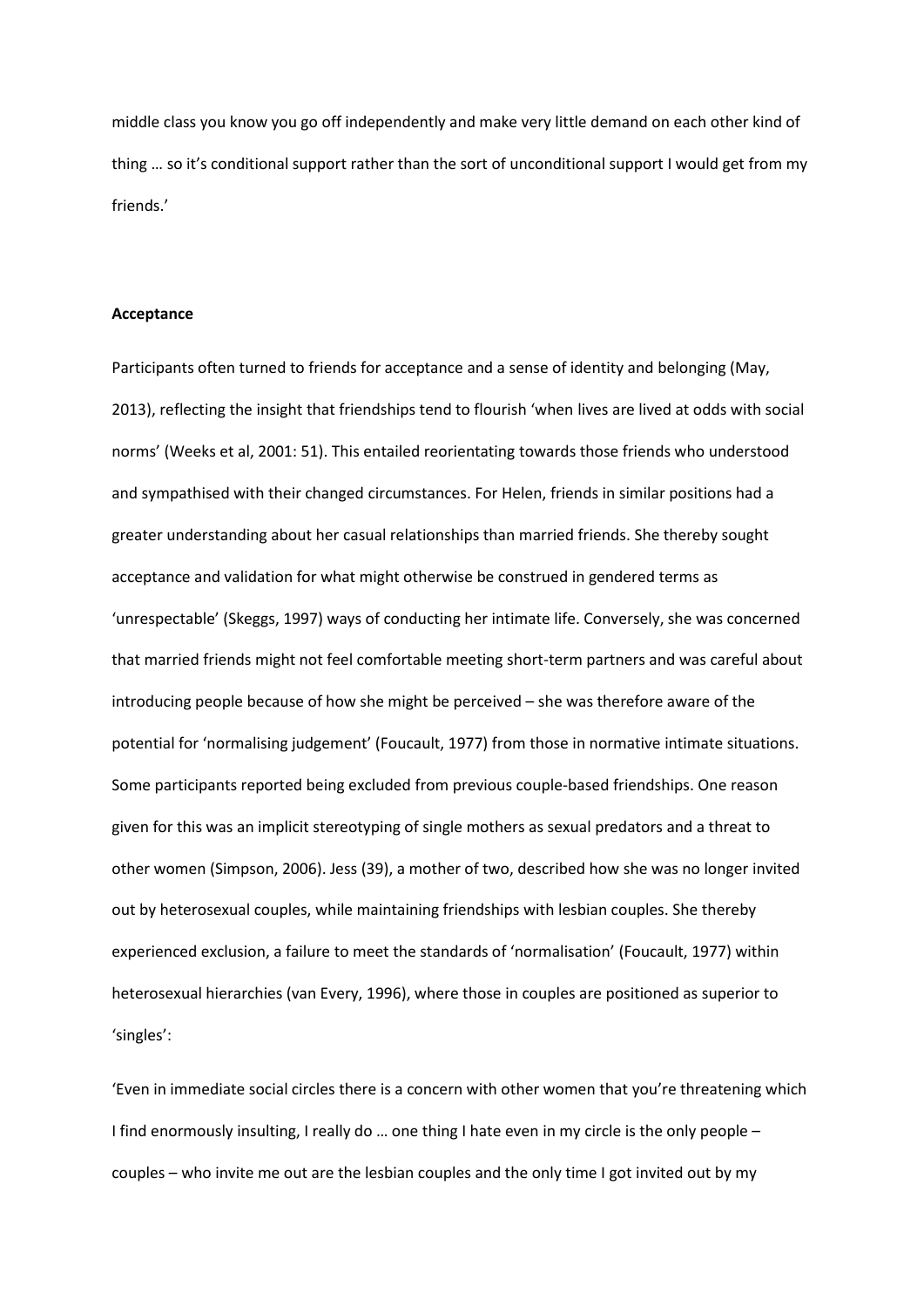middle class you know you go off independently and make very little demand on each other kind of thing … so it's conditional support rather than the sort of unconditional support I would get from my friends.'

**Acceptance**

Participants often turned to friends for acceptance and a sense of identity and belonging (May, 2013), reflecting the insight that friendships tend to flourish 'when lives are lived at odds with social norms' (Weeks et al, 2001: 51). This entailed reorientating towards those friends who understood and sympathised with their changed circumstances. For Helen, friends in similar positions had a greater understanding about her casual relationships than married friends. She thereby sought acceptance and validation for what might otherwise be construed in gendered terms as 'unrespectable' (Skeggs, 1997) ways of conducting her intimate life. Conversely, she was concerned that married friends might not feel comfortable meeting short-term partners and was careful about introducing people because of how she might be perceived – she was therefore aware of the potential for 'normalising judgement' (Foucault, 1977) from those in normative intimate situations. Some participants reported being excluded from previous couple-based friendships. One reason given for this was an implicit stereotyping of single mothers as sexual predators and a threat to other women (Simpson, 2006). Jess (39), a mother of two, described how she was no longer invited out by heterosexual couples, while maintaining friendships with lesbian couples. She thereby experienced exclusion, a failure to meet the standards of 'normalisation' (Foucault, 1977) within heterosexual hierarchies (van Every, 1996), where those in couples are positioned as superior to 'singles':

'Even in immediate social circles there is a concern with other women that you're threatening which I find enormously insulting, I really do … one thing I hate even in my circle is the only people – couples – who invite me out are the lesbian couples and the only time I got invited out by my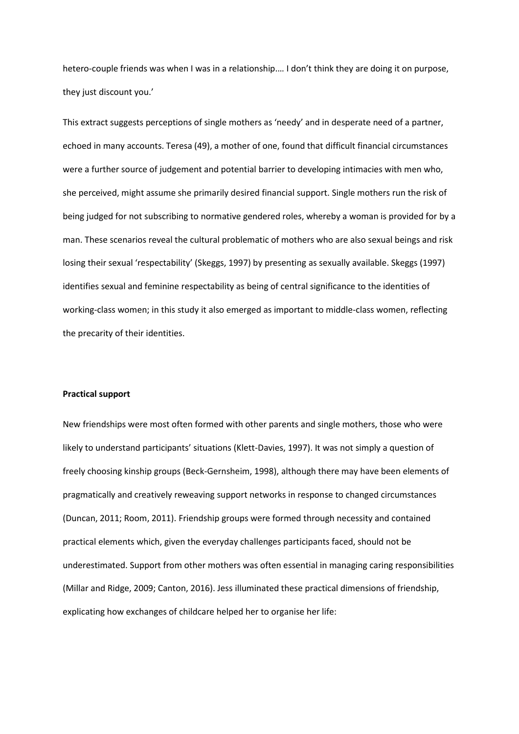hetero-couple friends was when I was in a relationship.… I don't think they are doing it on purpose, they just discount you.'

This extract suggests perceptions of single mothers as 'needy' and in desperate need of a partner, echoed in many accounts. Teresa (49), a mother of one, found that difficult financial circumstances were a further source of judgement and potential barrier to developing intimacies with men who, she perceived, might assume she primarily desired financial support. Single mothers run the risk of being judged for not subscribing to normative gendered roles, whereby a woman is provided for by a man. These scenarios reveal the cultural problematic of mothers who are also sexual beings and risk losing their sexual 'respectability' (Skeggs, 1997) by presenting as sexually available. Skeggs (1997) identifies sexual and feminine respectability as being of central significance to the identities of working-class women; in this study it also emerged as important to middle-class women, reflecting the precarity of their identities.

**Practical support**

New friendships were most often formed with other parents and single mothers, those who were likely to understand participants' situations (Klett-Davies, 1997). It was not simply a question of freely choosing kinship groups (Beck-Gernsheim, 1998), although there may have been elements of pragmatically and creatively reweaving support networks in response to changed circumstances (Duncan, 2011; Room, 2011). Friendship groups were formed through necessity and contained practical elements which, given the everyday challenges participants faced, should not be underestimated. Support from other mothers was often essential in managing caring responsibilities (Millar and Ridge, 2009; Canton, 2016). Jess illuminated these practical dimensions of friendship, explicating how exchanges of childcare helped her to organise her life: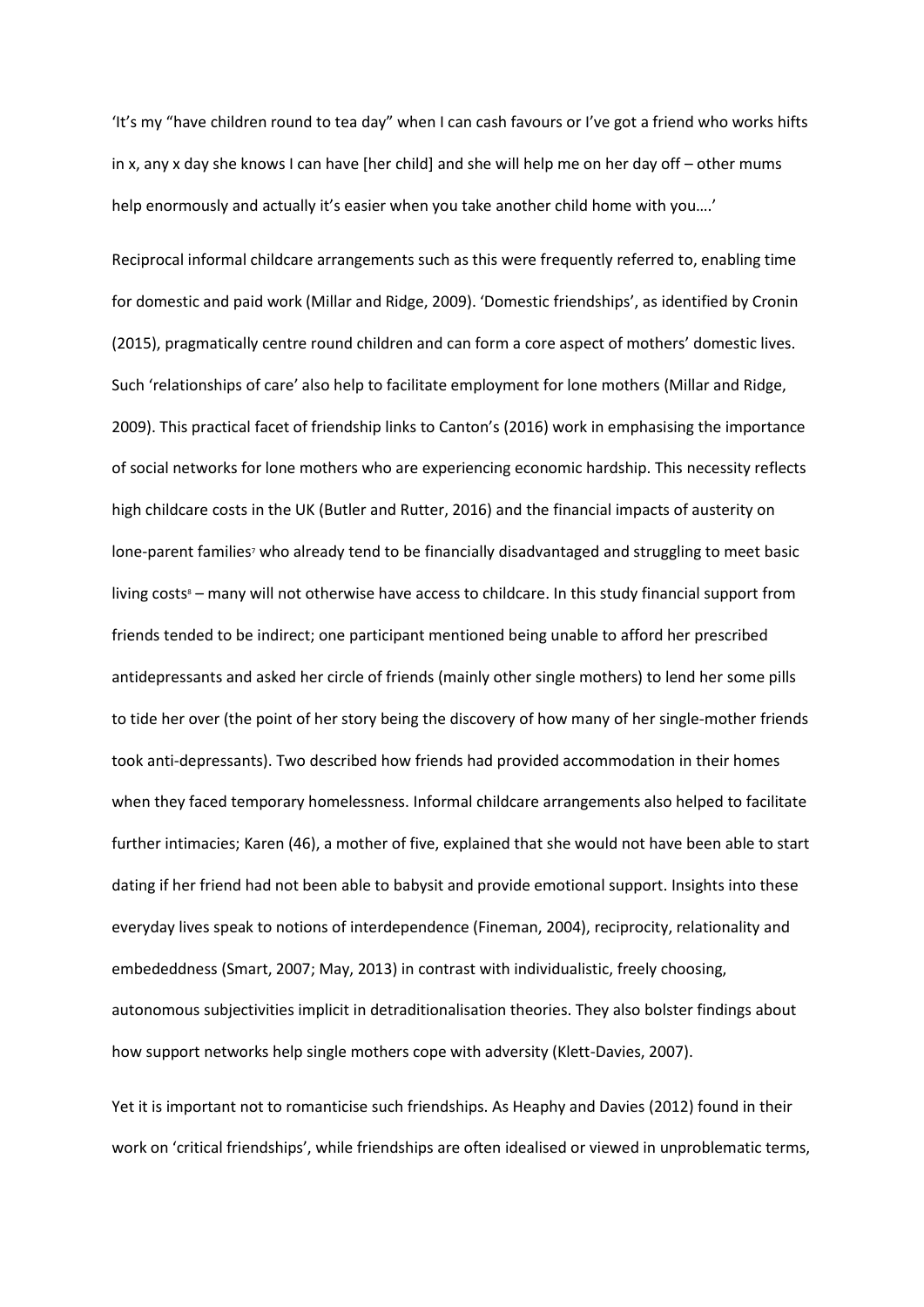'It's my "have children round to tea day" when I can cash favours or I've got a friend who works hifts in x, any x day she knows I can have [her child] and she will help me on her day off – other mums help enormously and actually it's easier when you take another child home with you….'

Reciprocal informal childcare arrangements such as this were frequently referred to, enabling time for domestic and paid work (Millar and Ridge, 2009). 'Domestic friendships', as identified by Cronin (2015), pragmatically centre round children and can form a core aspect of mothers' domestic lives. Such 'relationships of care' also help to facilitate employment for lone mothers (Millar and Ridge, 2009). This practical facet of friendship links to Canton's (2016) work in emphasising the importance of social networks for lone mothers who are experiencing economic hardship. This necessity reflects high childcare costs in the UK (Butler and Rutter, 2016) and the financial impacts of austerity on lone-parent families[7] who already tend to be financially disadvantaged and struggling to meet basic living costs[8] – many will not otherwise have access to childcare. In this study financial support from friends tended to be indirect; one participant mentioned being unable to afford her prescribed antidepressants and asked her circle of friends (mainly other single mothers) to lend her some pills to tide her over (the point of her story being the discovery of how many of her single-mother friends took anti-depressants). Two described how friends had provided accommodation in their homes when they faced temporary homelessness. Informal childcare arrangements also helped to facilitate further intimacies; Karen (46), a mother of five, explained that she would not have been able to start dating if her friend had not been able to babysit and provide emotional support. Insights into these everyday lives speak to notions of interdependence (Fineman, 2004), reciprocity, relationality and embededdness (Smart, 2007; May, 2013) in contrast with individualistic, freely choosing, autonomous subjectivities implicit in detraditionalisation theories. They also bolster findings about how support networks help single mothers cope with adversity (Klett-Davies, 2007).

Yet it is important not to romanticise such friendships. As Heaphy and Davies (2012) found in their work on 'critical friendships', while friendships are often idealised or viewed in unproblematic terms,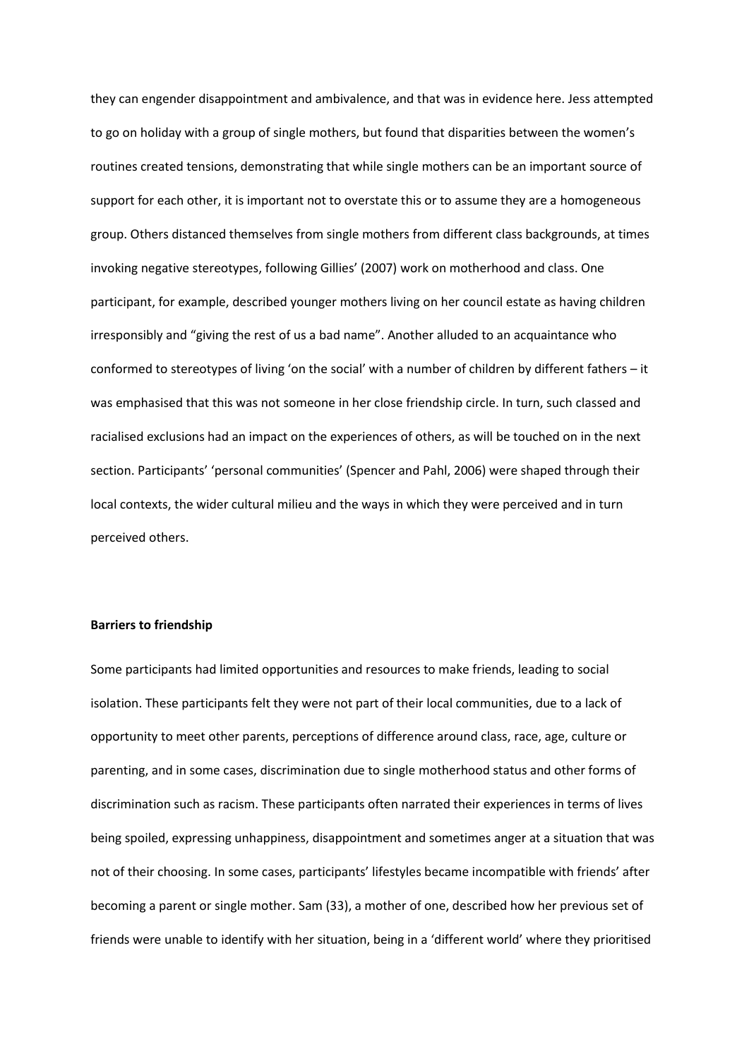they can engender disappointment and ambivalence, and that was in evidence here. Jess attempted to go on holiday with a group of single mothers, but found that disparities between the women's routines created tensions, demonstrating that while single mothers can be an important source of support for each other, it is important not to overstate this or to assume they are a homogeneous group. Others distanced themselves from single mothers from different class backgrounds, at times invoking negative stereotypes, following Gillies' (2007) work on motherhood and class. One participant, for example, described younger mothers living on her council estate as having children irresponsibly and "giving the rest of us a bad name". Another alluded to an acquaintance who conformed to stereotypes of living 'on the social' with a number of children by different fathers – it was emphasised that this was not someone in her close friendship circle. In turn, such classed and racialised exclusions had an impact on the experiences of others, as will be touched on in the next section. Participants' 'personal communities' (Spencer and Pahl, 2006) were shaped through their local contexts, the wider cultural milieu and the ways in which they were perceived and in turn perceived others.

**Barriers to friendship**

Some participants had limited opportunities and resources to make friends, leading to social isolation. These participants felt they were not part of their local communities, due to a lack of opportunity to meet other parents, perceptions of difference around class, race, age, culture or parenting, and in some cases, discrimination due to single motherhood status and other forms of discrimination such as racism. These participants often narrated their experiences in terms of lives being spoiled, expressing unhappiness, disappointment and sometimes anger at a situation that was not of their choosing. In some cases, participants' lifestyles became incompatible with friends' after becoming a parent or single mother. Sam (33), a mother of one, described how her previous set of friends were unable to identify with her situation, being in a 'different world' where they prioritised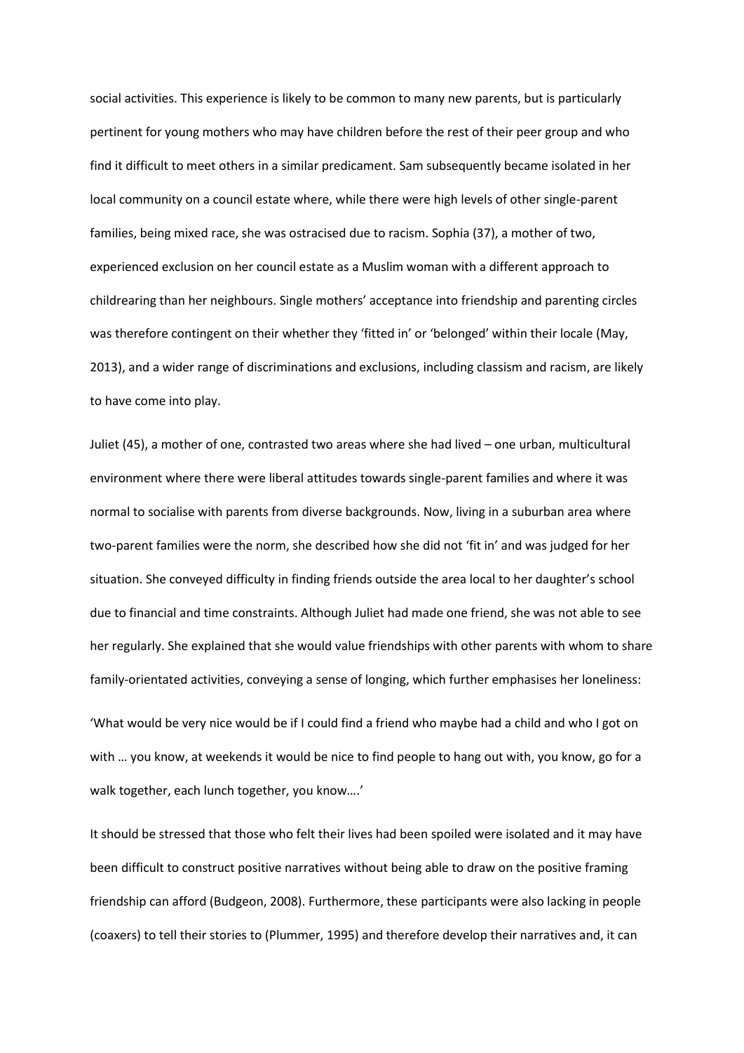social activities. This experience is likely to be common to many new parents, but is particularly pertinent for young mothers who may have children before the rest of their peer group and who find it difficult to meet others in a similar predicament. Sam subsequently became isolated in her local community on a council estate where, while there were high levels of other single-parent families, being mixed race, she was ostracised due to racism. Sophia (37), a mother of two, experienced exclusion on her council estate as a Muslim woman with a different approach to childrearing than her neighbours. Single mothers' acceptance into friendship and parenting circles was therefore contingent on their whether they 'fitted in' or 'belonged' within their locale (May, 2013), and a wider range of discriminations and exclusions, including classism and racism, are likely to have come into play.

Juliet (45), a mother of one, contrasted two areas where she had lived – one urban, multicultural environment where there were liberal attitudes towards single-parent families and where it was normal to socialise with parents from diverse backgrounds. Now, living in a suburban area where two-parent families were the norm, she described how she did not 'fit in' and was judged for her situation. She conveyed difficulty in finding friends outside the area local to her daughter's school due to financial and time constraints. Although Juliet had made one friend, she was not able to see her regularly. She explained that she would value friendships with other parents with whom to share family-orientated activities, conveying a sense of longing, which further emphasises her loneliness:

'What would be very nice would be if I could find a friend who maybe had a child and who I got on with … you know, at weekends it would be nice to find people to hang out with, you know, go for a walk together, each lunch together, you know….'

It should be stressed that those who felt their lives had been spoiled were isolated and it may have been difficult to construct positive narratives without being able to draw on the positive framing friendship can afford (Budgeon, 2008). Furthermore, these participants were also lacking in people (coaxers) to tell their stories to (Plummer, 1995) and therefore develop their narratives and, it can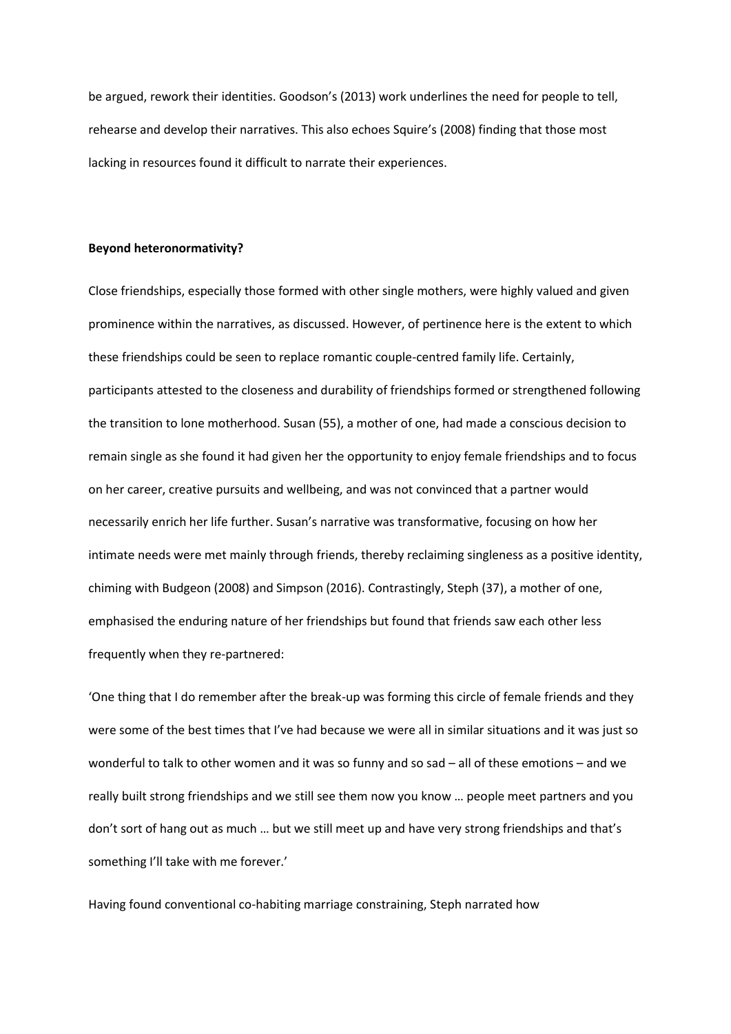be argued, rework their identities. Goodson's (2013) work underlines the need for people to tell, rehearse and develop their narratives. This also echoes Squire's (2008) finding that those most lacking in resources found it difficult to narrate their experiences.

**Beyond heteronormativity?**

Close friendships, especially those formed with other single mothers, were highly valued and given prominence within the narratives, as discussed. However, of pertinence here is the extent to which these friendships could be seen to replace romantic couple-centred family life. Certainly, participants attested to the closeness and durability of friendships formed or strengthened following the transition to lone motherhood. Susan (55), a mother of one, had made a conscious decision to remain single as she found it had given her the opportunity to enjoy female friendships and to focus on her career, creative pursuits and wellbeing, and was not convinced that a partner would necessarily enrich her life further. Susan's narrative was transformative, focusing on how her intimate needs were met mainly through friends, thereby reclaiming singleness as a positive identity, chiming with Budgeon (2008) and Simpson (2016). Contrastingly, Steph (37), a mother of one, emphasised the enduring nature of her friendships but found that friends saw each other less frequently when they re-partnered:

'One thing that I do remember after the break-up was forming this circle of female friends and they were some of the best times that I've had because we were all in similar situations and it was just so wonderful to talk to other women and it was so funny and so sad – all of these emotions – and we really built strong friendships and we still see them now you know … people meet partners and you don't sort of hang out as much … but we still meet up and have very strong friendships and that's something I'll take with me forever.'

Having found conventional co-habiting marriage constraining, Steph narrated how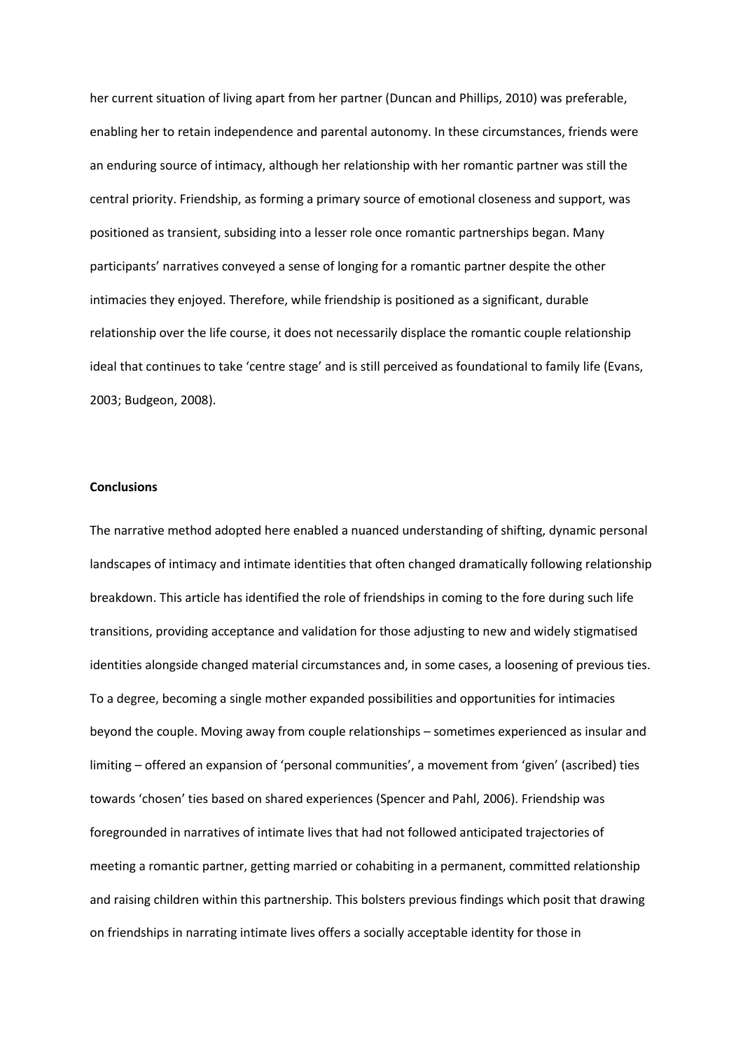her current situation of living apart from her partner (Duncan and Phillips, 2010) was preferable, enabling her to retain independence and parental autonomy. In these circumstances, friends were an enduring source of intimacy, although her relationship with her romantic partner was still the central priority. Friendship, as forming a primary source of emotional closeness and support, was positioned as transient, subsiding into a lesser role once romantic partnerships began. Many participants' narratives conveyed a sense of longing for a romantic partner despite the other intimacies they enjoyed. Therefore, while friendship is positioned as a significant, durable relationship over the life course, it does not necessarily displace the romantic couple relationship ideal that continues to take 'centre stage' and is still perceived as foundational to family life (Evans, 2003; Budgeon, 2008).

**Conclusions**

The narrative method adopted here enabled a nuanced understanding of shifting, dynamic personal landscapes of intimacy and intimate identities that often changed dramatically following relationship breakdown. This article has identified the role of friendships in coming to the fore during such life transitions, providing acceptance and validation for those adjusting to new and widely stigmatised identities alongside changed material circumstances and, in some cases, a loosening of previous ties. To a degree, becoming a single mother expanded possibilities and opportunities for intimacies beyond the couple. Moving away from couple relationships – sometimes experienced as insular and limiting – offered an expansion of 'personal communities', a movement from 'given' (ascribed) ties towards 'chosen' ties based on shared experiences (Spencer and Pahl, 2006). Friendship was foregrounded in narratives of intimate lives that had not followed anticipated trajectories of meeting a romantic partner, getting married or cohabiting in a permanent, committed relationship and raising children within this partnership. This bolsters previous findings which posit that drawing on friendships in narrating intimate lives offers a socially acceptable identity for those in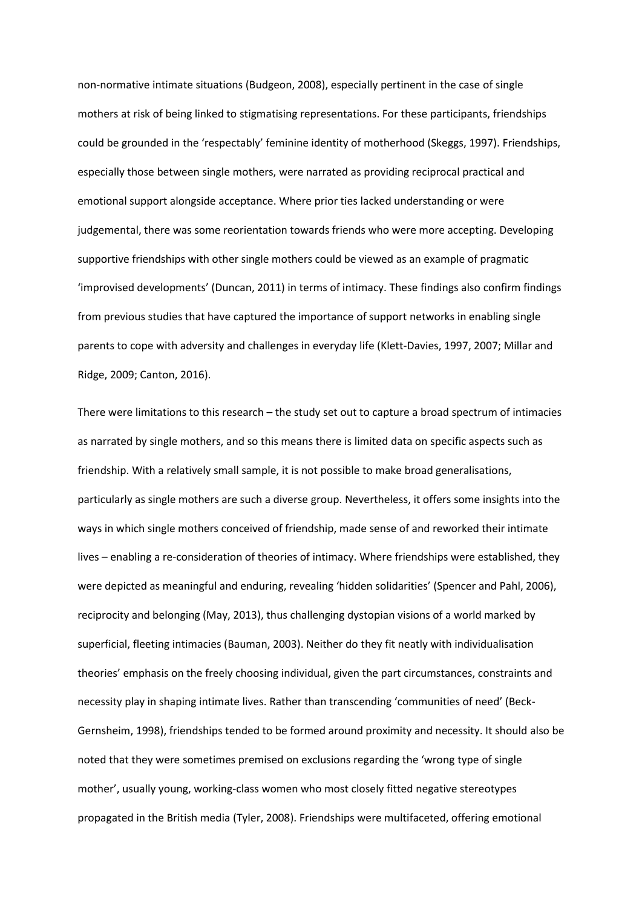non-normative intimate situations (Budgeon, 2008), especially pertinent in the case of single mothers at risk of being linked to stigmatising representations. For these participants, friendships could be grounded in the 'respectably' feminine identity of motherhood (Skeggs, 1997). Friendships, especially those between single mothers, were narrated as providing reciprocal practical and emotional support alongside acceptance. Where prior ties lacked understanding or were judgemental, there was some reorientation towards friends who were more accepting. Developing supportive friendships with other single mothers could be viewed as an example of pragmatic 'improvised developments' (Duncan, 2011) in terms of intimacy. These findings also confirm findings from previous studies that have captured the importance of support networks in enabling single parents to cope with adversity and challenges in everyday life (Klett-Davies, 1997, 2007; Millar and Ridge, 2009; Canton, 2016).

There were limitations to this research – the study set out to capture a broad spectrum of intimacies as narrated by single mothers, and so this means there is limited data on specific aspects such as friendship. With a relatively small sample, it is not possible to make broad generalisations, particularly as single mothers are such a diverse group. Nevertheless, it offers some insights into the ways in which single mothers conceived of friendship, made sense of and reworked their intimate lives – enabling a re-consideration of theories of intimacy. Where friendships were established, they were depicted as meaningful and enduring, revealing 'hidden solidarities' (Spencer and Pahl, 2006), reciprocity and belonging (May, 2013), thus challenging dystopian visions of a world marked by superficial, fleeting intimacies (Bauman, 2003). Neither do they fit neatly with individualisation theories' emphasis on the freely choosing individual, given the part circumstances, constraints and necessity play in shaping intimate lives. Rather than transcending 'communities of need' (Beck-Gernsheim, 1998), friendships tended to be formed around proximity and necessity. It should also be noted that they were sometimes premised on exclusions regarding the 'wrong type of single mother', usually young, working-class women who most closely fitted negative stereotypes propagated in the British media (Tyler, 2008). Friendships were multifaceted, offering emotional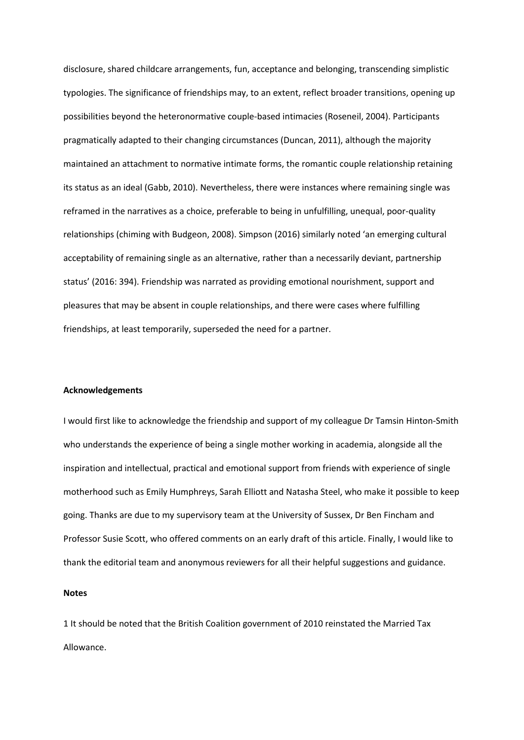disclosure, shared childcare arrangements, fun, acceptance and belonging, transcending simplistic typologies. The significance of friendships may, to an extent, reflect broader transitions, opening up possibilities beyond the heteronormative couple-based intimacies (Roseneil, 2004). Participants pragmatically adapted to their changing circumstances (Duncan, 2011), although the majority maintained an attachment to normative intimate forms, the romantic couple relationship retaining its status as an ideal (Gabb, 2010). Nevertheless, there were instances where remaining single was reframed in the narratives as a choice, preferable to being in unfulfilling, unequal, poor-quality relationships (chiming with Budgeon, 2008). Simpson (2016) similarly noted 'an emerging cultural acceptability of remaining single as an alternative, rather than a necessarily deviant, partnership status' (2016: 394). Friendship was narrated as providing emotional nourishment, support and pleasures that may be absent in couple relationships, and there were cases where fulfilling friendships, at least temporarily, superseded the need for a partner.

**Acknowledgements**

I would first like to acknowledge the friendship and support of my colleague Dr Tamsin Hinton-Smith who understands the experience of being a single mother working in academia, alongside all the inspiration and intellectual, practical and emotional support from friends with experience of single motherhood such as Emily Humphreys, Sarah Elliott and Natasha Steel, who make it possible to keep going. Thanks are due to my supervisory team at the University of Sussex, Dr Ben Fincham and Professor Susie Scott, who offered comments on an early draft of this article. Finally, I would like to thank the editorial team and anonymous reviewers for all their helpful suggestions and guidance.

**Notes**

1 It should be noted that the British Coalition government of 2010 reinstated the Married Tax Allowance.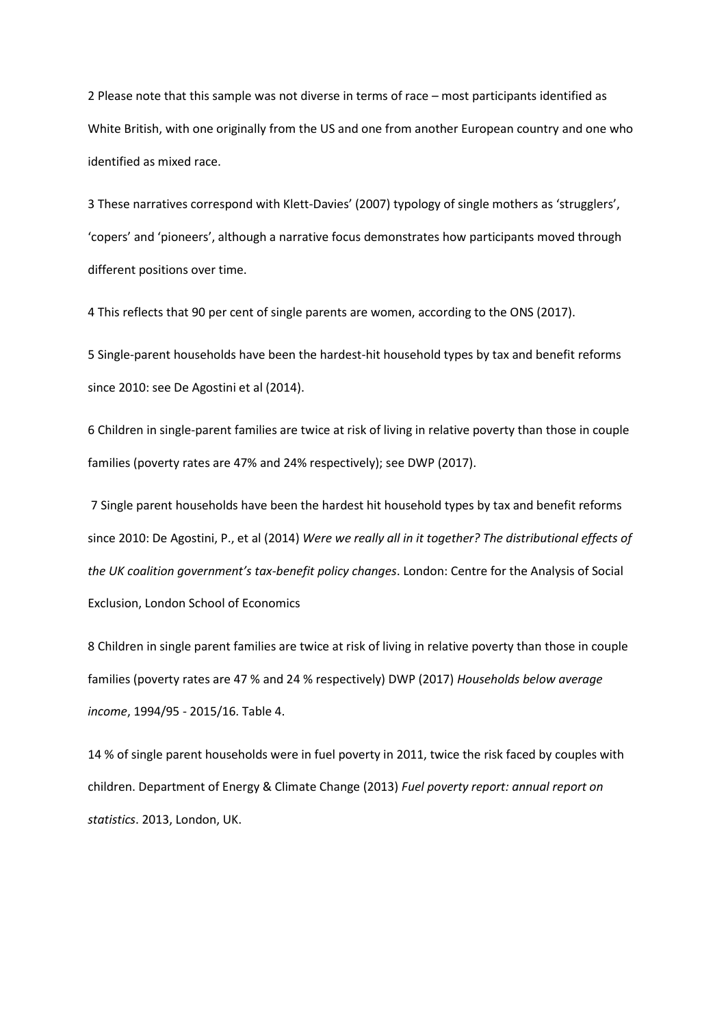2 Please note that this sample was not diverse in terms of race – most participants identified as White British, with one originally from the US and one from another European country and one who identified as mixed race.

3 These narratives correspond with Klett-Davies' (2007) typology of single mothers as 'strugglers', 'copers' and 'pioneers', although a narrative focus demonstrates how participants moved through different positions over time.

4 This reflects that 90 per cent of single parents are women, according to the ONS (2017).

5 Single-parent households have been the hardest-hit household types by tax and benefit reforms since 2010: see De Agostini et al (2014).

6 Children in single-parent families are twice at risk of living in relative poverty than those in couple families (poverty rates are 47% and 24% respectively); see DWP (2017).

7 Single parent households have been the hardest hit household types by tax and benefit reforms since 2010: De Agostini, P., et al (2014) *Were we really all in it together? The distributional effects of the UK coalition government's tax-benefit policy changes*. London: Centre for the Analysis of Social Exclusion, London School of Economics

8 Children in single parent families are twice at risk of living in relative poverty than those in couple families (poverty rates are 47 % and 24 % respectively) DWP (2017) *Households below average income*, 1994/95 - 2015/16. Table 4.

14 % of single parent households were in fuel poverty in 2011, twice the risk faced by couples with children. Department of Energy & Climate Change (2013) *Fuel poverty report: annual report on statistics*. 2013, London, UK.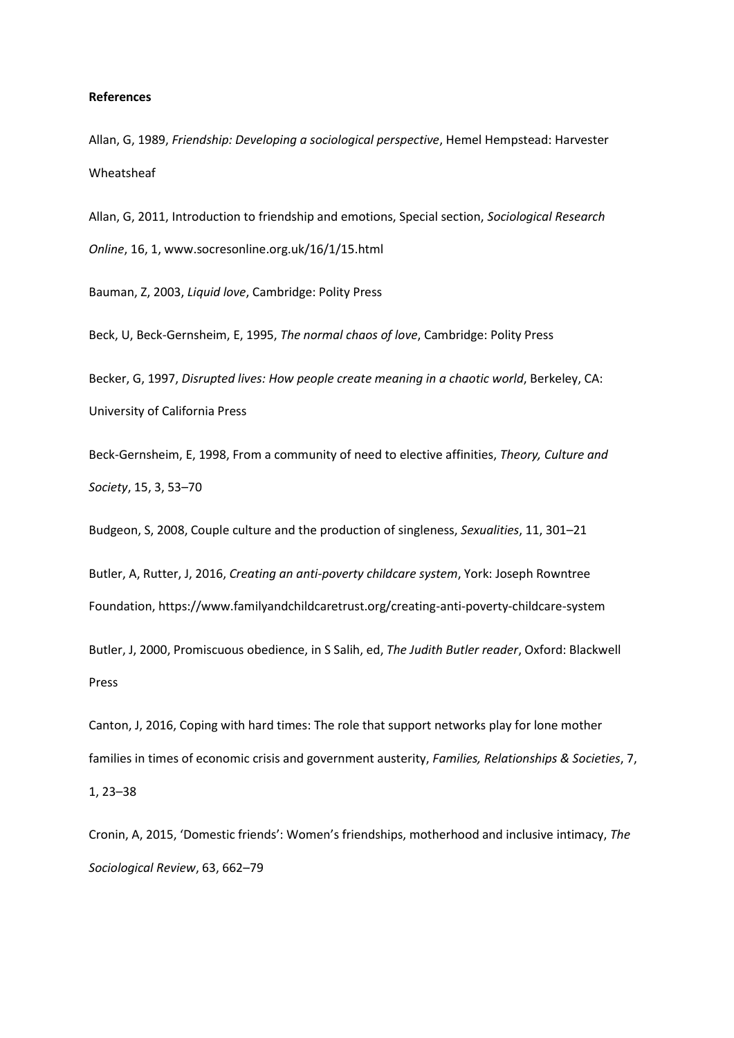**References**

Allan, G, 1989, *Friendship: Developing a sociological perspective*, Hemel Hempstead: Harvester Wheatsheaf

Allan, G, 2011, Introduction to friendship and emotions, Special section, *Sociological Research Online*, 16, 1, www.socresonline.org.uk/16/1/15.html

Bauman, Z, 2003, *Liquid love*, Cambridge: Polity Press

Beck, U, Beck-Gernsheim, E, 1995, *The normal chaos of love*, Cambridge: Polity Press

Becker, G, 1997, *Disrupted lives: How people create meaning in a chaotic world*, Berkeley, CA: University of California Press

Beck-Gernsheim, E, 1998, From a community of need to elective affinities, *Theory, Culture and Society*, 15, 3, 53–70

Budgeon, S, 2008, Couple culture and the production of singleness, *Sexualities*, 11, 301–21

Butler, A, Rutter, J, 2016, *Creating an anti-poverty childcare system*, York: Joseph Rowntree Foundation, https://www.familyandchildcaretrust.org/creating-anti-poverty-childcare-system

Butler, J, 2000, Promiscuous obedience, in S Salih, ed, *The Judith Butler reader*, Oxford: Blackwell Press

Canton, J, 2016, Coping with hard times: The role that support networks play for lone mother families in times of economic crisis and government austerity, *Families, Relationships & Societies*, 7, 1, 23–38

Cronin, A, 2015, 'Domestic friends': Women's friendships, motherhood and inclusive intimacy, *The Sociological Review*, 63, 662–79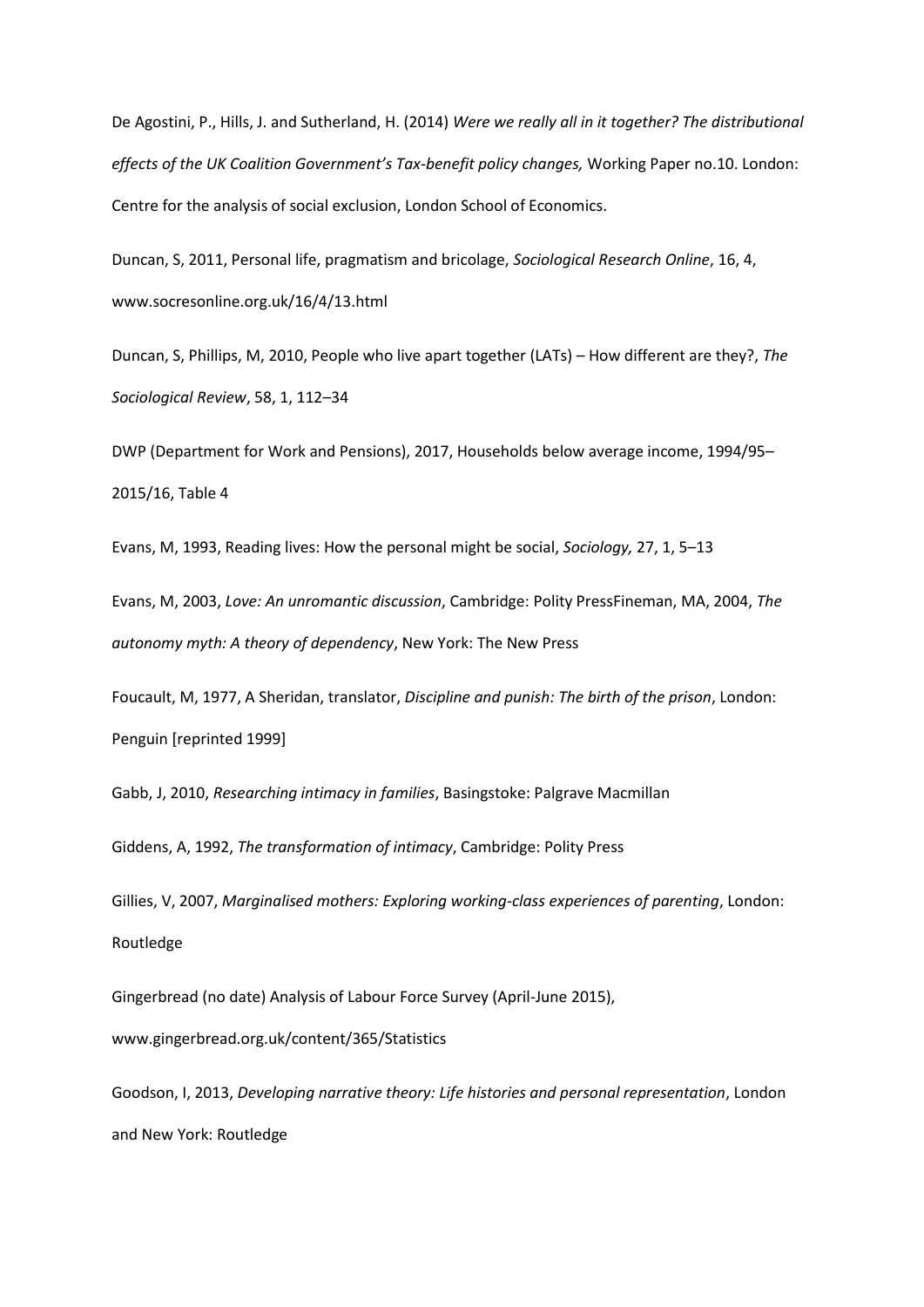De Agostini, P., Hills, J. and Sutherland, H. (2014) *Were we really all in it together? The distributional effects of the UK Coalition Government's Tax-benefit policy changes,* Working Paper no.10. London: Centre for the analysis of social exclusion, London School of Economics.

Duncan, S, 2011, Personal life, pragmatism and bricolage, *Sociological Research Online*, 16, 4, www.socresonline.org.uk/16/4/13.html

Duncan, S, Phillips, M, 2010, People who live apart together (LATs) – How different are they?, *The Sociological Review*, 58, 1, 112–34

DWP (Department for Work and Pensions), 2017, Households below average income, 1994/95–2015/16, Table 4

Evans, M, 1993, Reading lives: How the personal might be social, *Sociology,* 27, 1, 5–13

Evans, M, 2003, *Love: An unromantic discussion*, Cambridge: Polity PressFineman, MA, 2004, *The autonomy myth: A theory of dependency*, New York: The New Press

Foucault, M, 1977, A Sheridan, translator, *Discipline and punish: The birth of the prison*, London: Penguin [reprinted 1999]

Gabb, J, 2010, *Researching intimacy in families*, Basingstoke: Palgrave Macmillan

Giddens, A, 1992, *The transformation of intimacy*, Cambridge: Polity Press

Gillies, V, 2007, *Marginalised mothers: Exploring working-class experiences of parenting*, London: Routledge

Gingerbread (no date) Analysis of Labour Force Survey (April-June 2015), www.gingerbread.org.uk/content/365/Statistics

Goodson, I, 2013, *Developing narrative theory: Life histories and personal representation*, London and New York: Routledge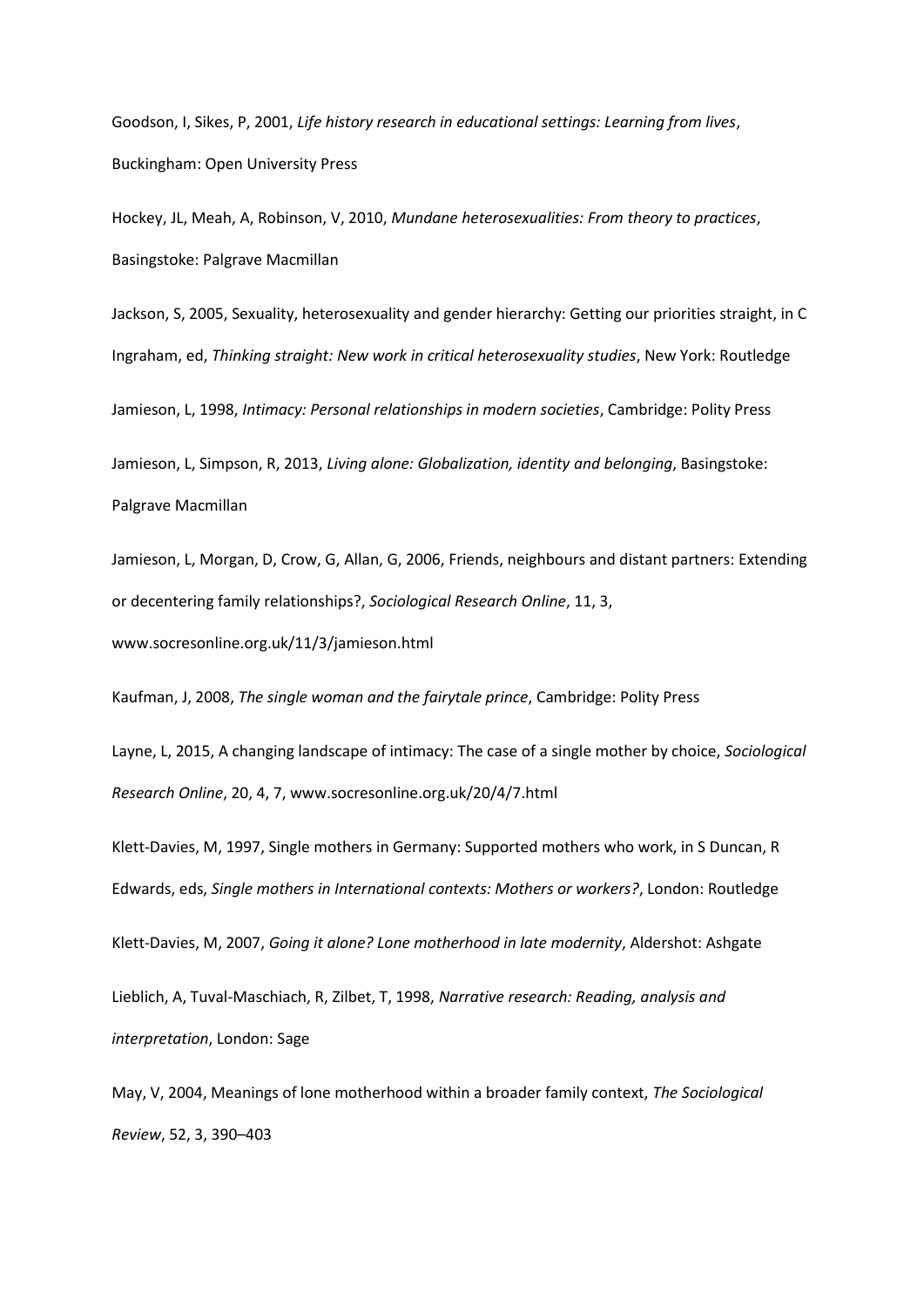Goodson, I, Sikes, P, 2001, *Life history research in educational settings: Learning from lives*, Buckingham: Open University Press

Hockey, JL, Meah, A, Robinson, V, 2010, *Mundane heterosexualities: From theory to practices*, Basingstoke: Palgrave Macmillan

Jackson, S, 2005, Sexuality, heterosexuality and gender hierarchy: Getting our priorities straight, in C Ingraham, ed, *Thinking straight: New work in critical heterosexuality studies*, New York: Routledge

Jamieson, L, 1998, *Intimacy: Personal relationships in modern societies*, Cambridge: Polity Press

Jamieson, L, Simpson, R, 2013, *Living alone: Globalization, identity and belonging*, Basingstoke: Palgrave Macmillan

Jamieson, L, Morgan, D, Crow, G, Allan, G, 2006, Friends, neighbours and distant partners: Extending or decentering family relationships?, *Sociological Research Online*, 11, 3, www.socresonline.org.uk/11/3/jamieson.html

Kaufman, J, 2008, *The single woman and the fairytale prince*, Cambridge: Polity Press

Layne, L, 2015, A changing landscape of intimacy: The case of a single mother by choice, *Sociological Research Online*, 20, 4, 7, www.socresonline.org.uk/20/4/7.html

Klett-Davies, M, 1997, Single mothers in Germany: Supported mothers who work, in S Duncan, R Edwards, eds, *Single mothers in International contexts: Mothers or workers?*, London: Routledge

Klett-Davies, M, 2007, *Going it alone? Lone motherhood in late modernity*, Aldershot: Ashgate

Lieblich, A, Tuval-Maschiach, R, Zilbet, T, 1998, *Narrative research: Reading, analysis and interpretation*, London: Sage

May, V, 2004, Meanings of lone motherhood within a broader family context, *The Sociological Review*, 52, 3, 390–403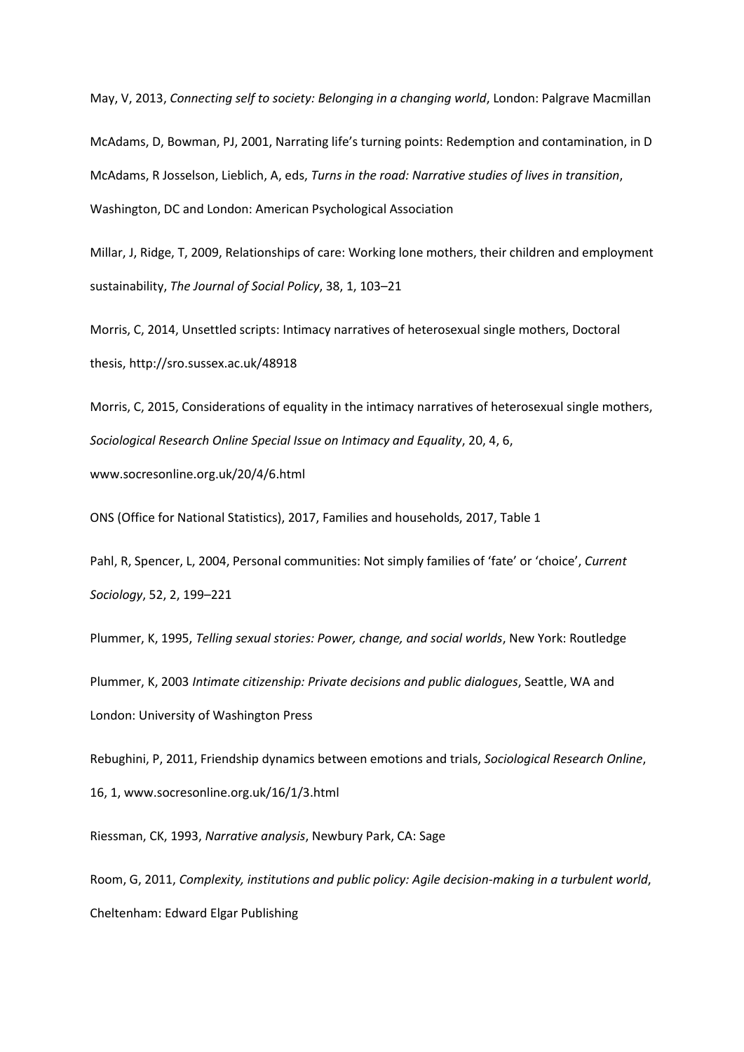May, V, 2013, *Connecting self to society: Belonging in a changing world*, London: Palgrave Macmillan

McAdams, D, Bowman, PJ, 2001, Narrating life's turning points: Redemption and contamination, in D McAdams, R Josselson, Lieblich, A, eds, *Turns in the road: Narrative studies of lives in transition*, Washington, DC and London: American Psychological Association

Millar, J, Ridge, T, 2009, Relationships of care: Working lone mothers, their children and employment sustainability, *The Journal of Social Policy*, 38, 1, 103–21

Morris, C, 2014, Unsettled scripts: Intimacy narratives of heterosexual single mothers, Doctoral thesis, http://sro.sussex.ac.uk/48918

Morris, C, 2015, Considerations of equality in the intimacy narratives of heterosexual single mothers, *Sociological Research Online Special Issue on Intimacy and Equality*, 20, 4, 6, www.socresonline.org.uk/20/4/6.html

ONS (Office for National Statistics), 2017, Families and households, 2017, Table 1

Pahl, R, Spencer, L, 2004, Personal communities: Not simply families of 'fate' or 'choice', *Current Sociology*, 52, 2, 199–221

Plummer, K, 1995, *Telling sexual stories: Power, change, and social worlds*, New York: Routledge

Plummer, K, 2003 *Intimate citizenship: Private decisions and public dialogues*, Seattle, WA and London: University of Washington Press

Rebughini, P, 2011, Friendship dynamics between emotions and trials, *Sociological Research Online*, 16, 1, www.socresonline.org.uk/16/1/3.html

Riessman, CK, 1993, *Narrative analysis*, Newbury Park, CA: Sage

Room, G, 2011, *Complexity, institutions and public policy: Agile decision-making in a turbulent world*, Cheltenham: Edward Elgar Publishing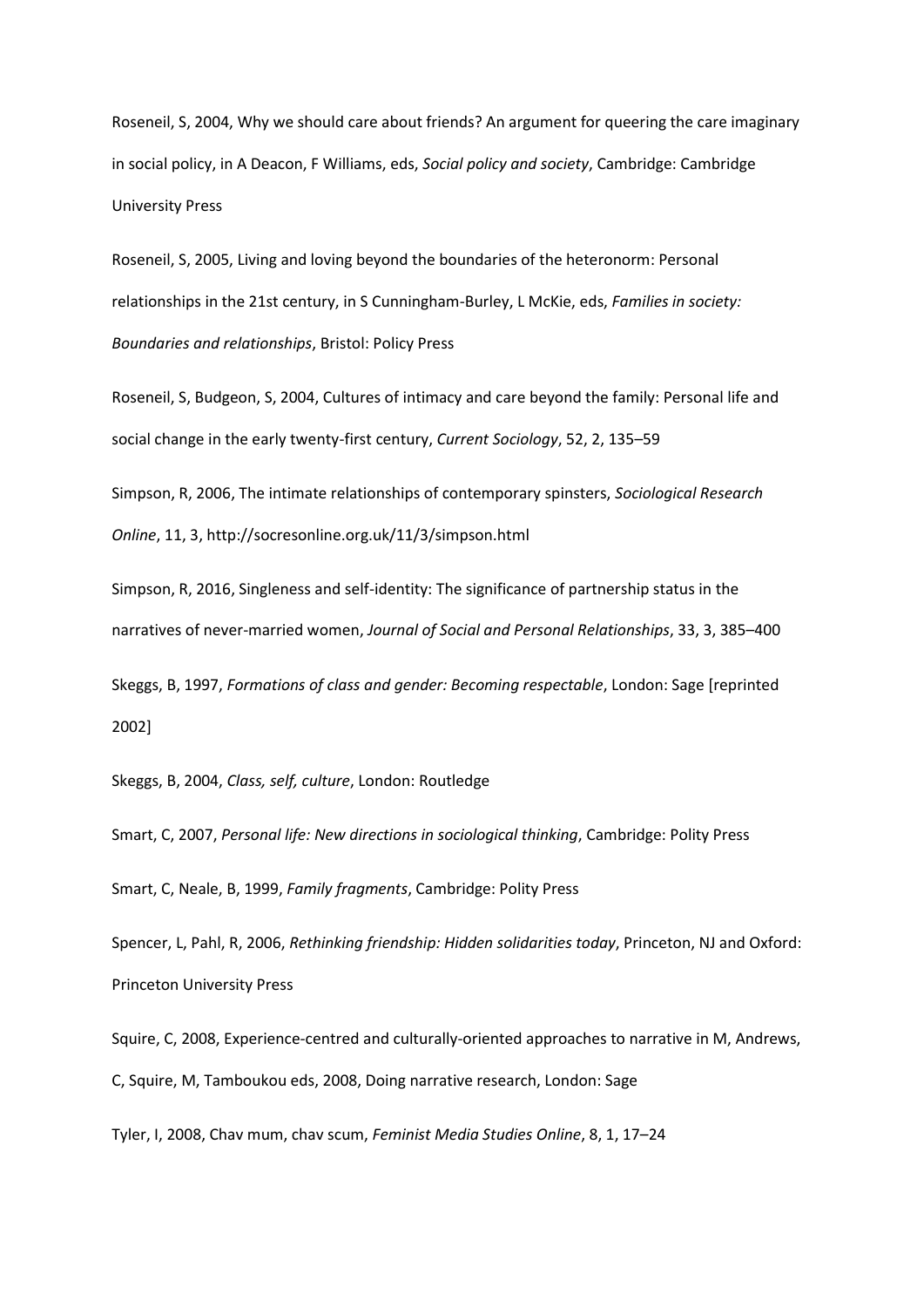Roseneil, S, 2004, Why we should care about friends? An argument for queering the care imaginary in social policy, in A Deacon, F Williams, eds, *Social policy and society*, Cambridge: Cambridge University Press

Roseneil, S, 2005, Living and loving beyond the boundaries of the heteronorm: Personal relationships in the 21st century, in S Cunningham-Burley, L McKie, eds, *Families in society: Boundaries and relationships*, Bristol: Policy Press

Roseneil, S, Budgeon, S, 2004, Cultures of intimacy and care beyond the family: Personal life and social change in the early twenty-first century, *Current Sociology*, 52, 2, 135–59

Simpson, R, 2006, The intimate relationships of contemporary spinsters, *Sociological Research Online*, 11, 3, http://socresonline.org.uk/11/3/simpson.html

Simpson, R, 2016, Singleness and self-identity: The significance of partnership status in the narratives of never-married women, *Journal of Social and Personal Relationships*, 33, 3, 385–400

Skeggs, B, 1997, *Formations of class and gender: Becoming respectable*, London: Sage [reprinted 2002]

Skeggs, B, 2004, *Class, self, culture*, London: Routledge

Smart, C, 2007, *Personal life: New directions in sociological thinking*, Cambridge: Polity Press

Smart, C, Neale, B, 1999, *Family fragments*, Cambridge: Polity Press

Spencer, L, Pahl, R, 2006, *Rethinking friendship: Hidden solidarities today*, Princeton, NJ and Oxford: Princeton University Press

Squire, C, 2008, Experience-centred and culturally-oriented approaches to narrative in M, Andrews, C, Squire, M, Tamboukou eds, 2008, Doing narrative research, London: Sage

Tyler, I, 2008, Chav mum, chav scum, *Feminist Media Studies Online*, 8, 1, 17–24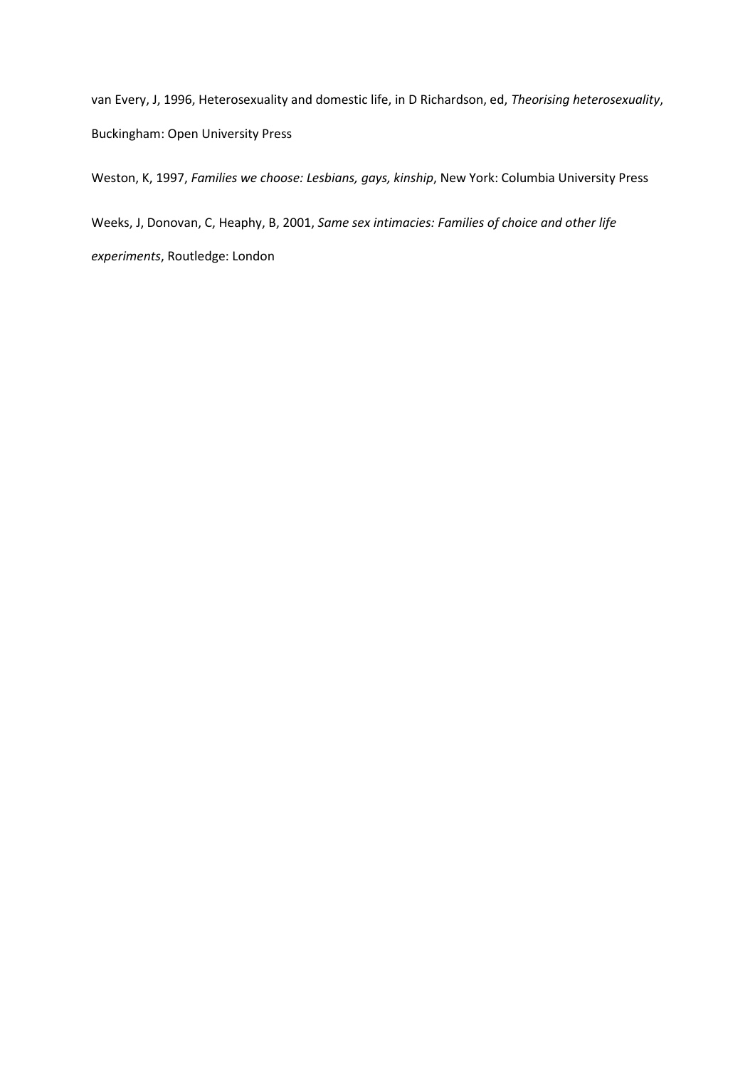van Every, J, 1996, Heterosexuality and domestic life, in D Richardson, ed, *Theorising heterosexuality*, Buckingham: Open University Press

Weston, K, 1997, *Families we choose: Lesbians, gays, kinship*, New York: Columbia University Press

Weeks, J, Donovan, C, Heaphy, B, 2001, *Same sex intimacies: Families of choice and other life experiments*, Routledge: London